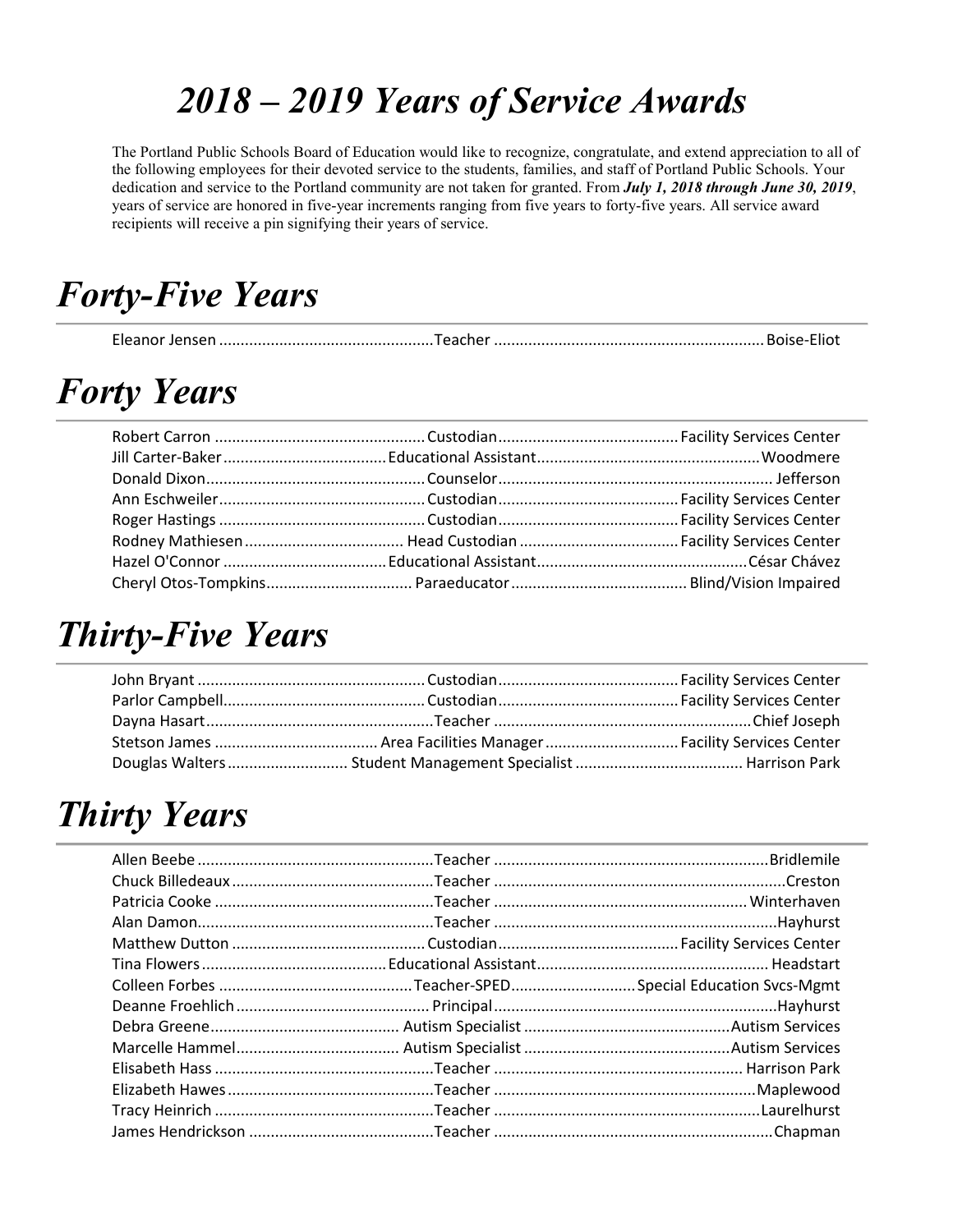# *2018 – 2019 Years of Service Awards*

The Portland Public Schools Board of Education would like to recognize, congratulate, and extend appreciation to all of the following employees for their devoted service to the students, families, and staff of Portland Public Schools. Your dedication and service to the Portland community are not taken for granted. From ***July 1, 2018 through June 30, 2019***, years of service are honored in five-year increments ranging from five years to forty-five years. All service award recipients will receive a pin signifying their years of service.

## *Forty-Five Years*

| Name | Position | Location |
|---|---|---|
| Eleanor Jensen | Teacher | Boise-Eliot |

## *Forty Years*

| Name | Position | Location |
|---|---|---|
| Robert Carron | Custodian | Facility Services Center |
| Jill Carter-Baker | Educational Assistant | Woodmere |
| Donald Dixon | Counselor | Jefferson |
| Ann Eschweiler | Custodian | Facility Services Center |
| Roger Hastings | Custodian | Facility Services Center |
| Rodney Mathiesen | Head Custodian | Facility Services Center |
| Hazel O'Connor | Educational Assistant | César Chávez |
| Cheryl Otos-Tompkins | Paraeducator | Blind/Vision Impaired |

## *Thirty-Five Years*

| Name | Position | Location |
|---|---|---|
| John Bryant | Custodian | Facility Services Center |
| Parlor Campbell | Custodian | Facility Services Center |
| Dayna Hasart | Teacher | Chief Joseph |
| Stetson James | Area Facilities Manager | Facility Services Center |
| Douglas Walters | Student Management Specialist | Harrison Park |

## *Thirty Years*

| Name | Position | Location |
|---|---|---|
| Allen Beebe | Teacher | Bridlemile |
| Chuck Billedeaux | Teacher | Creston |
| Patricia Cooke | Teacher | Winterhaven |
| Alan Damon | Teacher | Hayhurst |
| Matthew Dutton | Custodian | Facility Services Center |
| Tina Flowers | Educational Assistant | Headstart |
| Colleen Forbes | Teacher-SPED | Special Education Svcs-Mgmt |
| Deanne Froehlich | Principal | Hayhurst |
| Debra Greene | Autism Specialist | Autism Services |
| Marcelle Hammel | Autism Specialist | Autism Services |
| Elisabeth Hass | Teacher | Harrison Park |
| Elizabeth Hawes | Teacher | Maplewood |
| Tracy Heinrich | Teacher | Laurelhurst |
| James Hendrickson | Teacher | Chapman |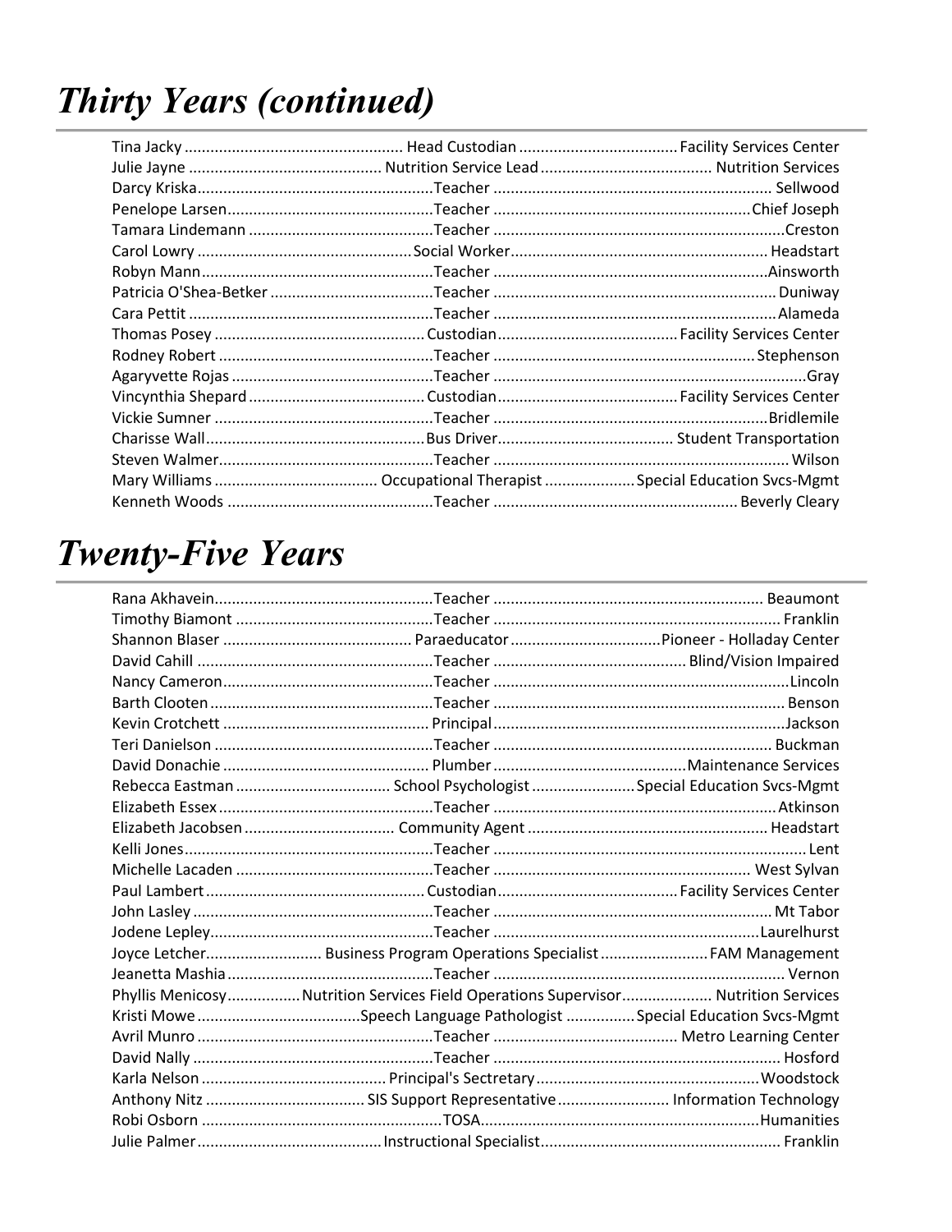# Thirty Years (continued)

| Name | Position | Location |
|---|---|---|
| Tina Jacky | Head Custodian | Facility Services Center |
| Julie Jayne | Nutrition Service Lead | Nutrition Services |
| Darcy Kriska | Teacher | Sellwood |
| Penelope Larsen | Teacher | Chief Joseph |
| Tamara Lindemann | Teacher | Creston |
| Carol Lowry | Social Worker | Headstart |
| Robyn Mann | Teacher | Ainsworth |
| Patricia O'Shea-Betker | Teacher | Duniway |
| Cara Pettit | Teacher | Alameda |
| Thomas Posey | Custodian | Facility Services Center |
| Rodney Robert | Teacher | Stephenson |
| Agaryvette Rojas | Teacher | Gray |
| Vincynthia Shepard | Custodian | Facility Services Center |
| Vickie Sumner | Teacher | Bridlemile |
| Charisse Wall | Bus Driver | Student Transportation |
| Steven Walmer | Teacher | Wilson |
| Mary Williams | Occupational Therapist | Special Education Svcs-Mgmt |
| Kenneth Woods | Teacher | Beverly Cleary |

# Twenty-Five Years

| Name | Position | Location |
|---|---|---|
| Rana Akhavein | Teacher | Beaumont |
| Timothy Biamont | Teacher | Franklin |
| Shannon Blaser | Paraeducator | Pioneer - Holladay Center |
| David Cahill | Teacher | Blind/Vision Impaired |
| Nancy Cameron | Teacher | Lincoln |
| Barth Clooten | Teacher | Benson |
| Kevin Crotchett | Principal | Jackson |
| Teri Danielson | Teacher | Buckman |
| David Donachie | Plumber | Maintenance Services |
| Rebecca Eastman | School Psychologist | Special Education Svcs-Mgmt |
| Elizabeth Essex | Teacher | Atkinson |
| Elizabeth Jacobsen | Community Agent | Headstart |
| Kelli Jones | Teacher | Lent |
| Michelle Lacaden | Teacher | West Sylvan |
| Paul Lambert | Custodian | Facility Services Center |
| John Lasley | Teacher | Mt Tabor |
| Jodene Lepley | Teacher | Laurelhurst |
| Joyce Letcher | Business Program Operations Specialist | FAM Management |
| Jeanetta Mashia | Teacher | Vernon |
| Phyllis Menicosy | Nutrition Services Field Operations Supervisor | Nutrition Services |
| Kristi Mowe | Speech Language Pathologist | Special Education Svcs-Mgmt |
| Avril Munro | Teacher | Metro Learning Center |
| David Nally | Teacher | Hosford |
| Karla Nelson | Principal's Secretary | Woodstock |
| Anthony Nitz | SIS Support Representative | Information Technology |
| Robi Osborn | TOSA | Humanities |
| Julie Palmer | Instructional Specialist | Franklin |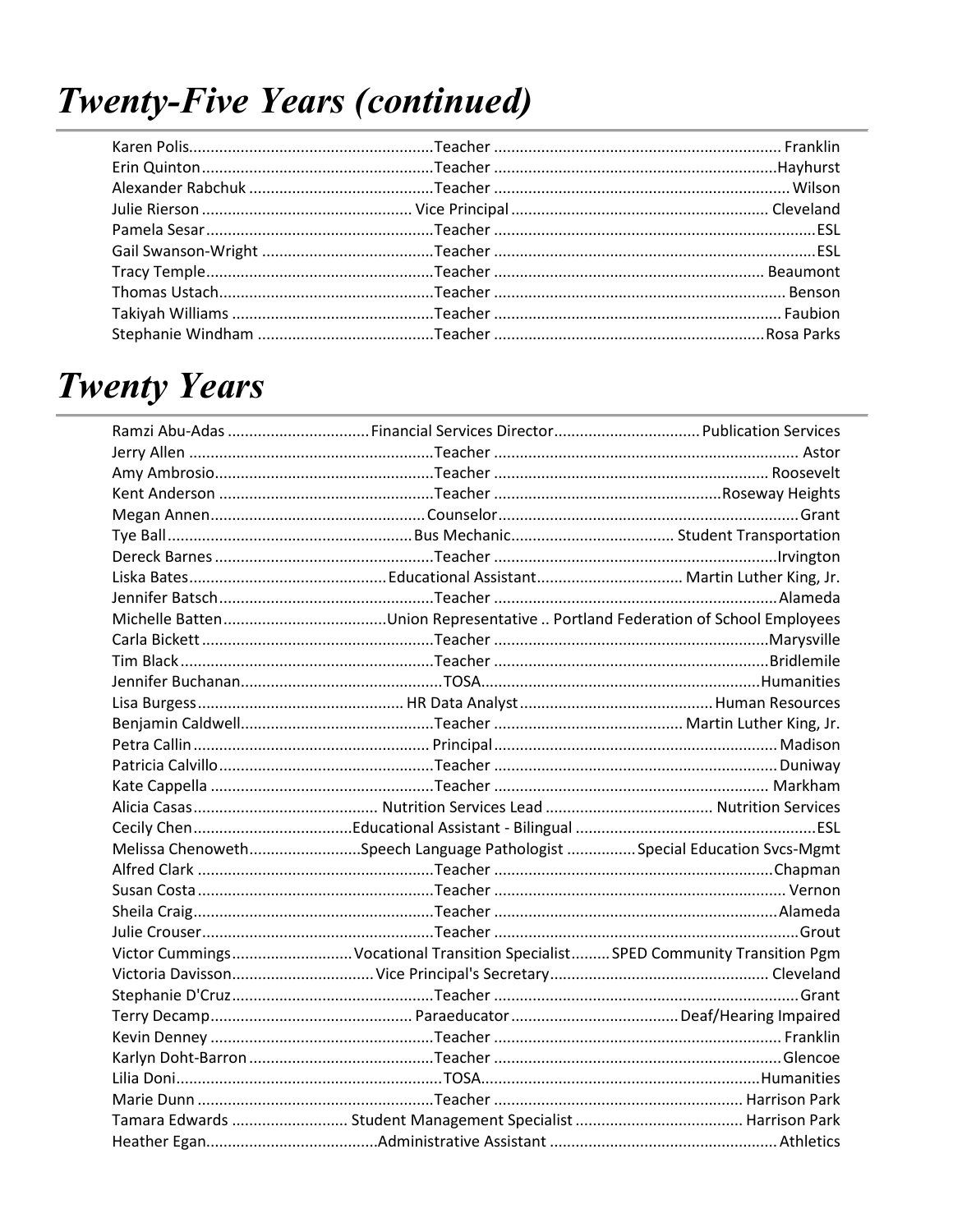# Twenty-Five Years (continued)

| Name | Position | Location |
|---|---|---|
| Karen Polis | Teacher | Franklin |
| Erin Quinton | Teacher | Hayhurst |
| Alexander Rabchuk | Teacher | Wilson |
| Julie Rierson | Vice Principal | Cleveland |
| Pamela Sesar | Teacher | ESL |
| Gail Swanson-Wright | Teacher | ESL |
| Tracy Temple | Teacher | Beaumont |
| Thomas Ustach | Teacher | Benson |
| Takiyah Williams | Teacher | Faubion |
| Stephanie Windham | Teacher | Rosa Parks |

# Twenty Years

| Name | Position | Location |
|---|---|---|
| Ramzi Abu-Adas | Financial Services Director | Publication Services |
| Jerry Allen | Teacher | Astor |
| Amy Ambrosio | Teacher | Roosevelt |
| Kent Anderson | Teacher | Roseway Heights |
| Megan Annen | Counselor | Grant |
| Tye Ball | Bus Mechanic | Student Transportation |
| Dereck Barnes | Teacher | Irvington |
| Liska Bates | Educational Assistant | Martin Luther King, Jr. |
| Jennifer Batsch | Teacher | Alameda |
| Michelle Batten | Union Representative | Portland Federation of School Employees |
| Carla Bickett | Teacher | Marysville |
| Tim Black | Teacher | Bridlemile |
| Jennifer Buchanan | TOSA | Humanities |
| Lisa Burgess | HR Data Analyst | Human Resources |
| Benjamin Caldwell | Teacher | Martin Luther King, Jr. |
| Petra Callin | Principal | Madison |
| Patricia Calvillo | Teacher | Duniway |
| Kate Cappella | Teacher | Markham |
| Alicia Casas | Nutrition Services Lead | Nutrition Services |
| Cecily Chen | Educational Assistant - Bilingual | ESL |
| Melissa Chenoweth | Speech Language Pathologist | Special Education Svcs-Mgmt |
| Alfred Clark | Teacher | Chapman |
| Susan Costa | Teacher | Vernon |
| Sheila Craig | Teacher | Alameda |
| Julie Crouser | Teacher | Grout |
| Victor Cummings | Vocational Transition Specialist | SPED Community Transition Pgm |
| Victoria Davisson | Vice Principal's Secretary | Cleveland |
| Stephanie D'Cruz | Teacher | Grant |
| Terry Decamp | Paraeducator | Deaf/Hearing Impaired |
| Kevin Denney | Teacher | Franklin |
| Karlyn Doht-Barron | Teacher | Glencoe |
| Lilia Doni | TOSA | Humanities |
| Marie Dunn | Teacher | Harrison Park |
| Tamara Edwards | Student Management Specialist | Harrison Park |
| Heather Egan | Administrative Assistant | Athletics |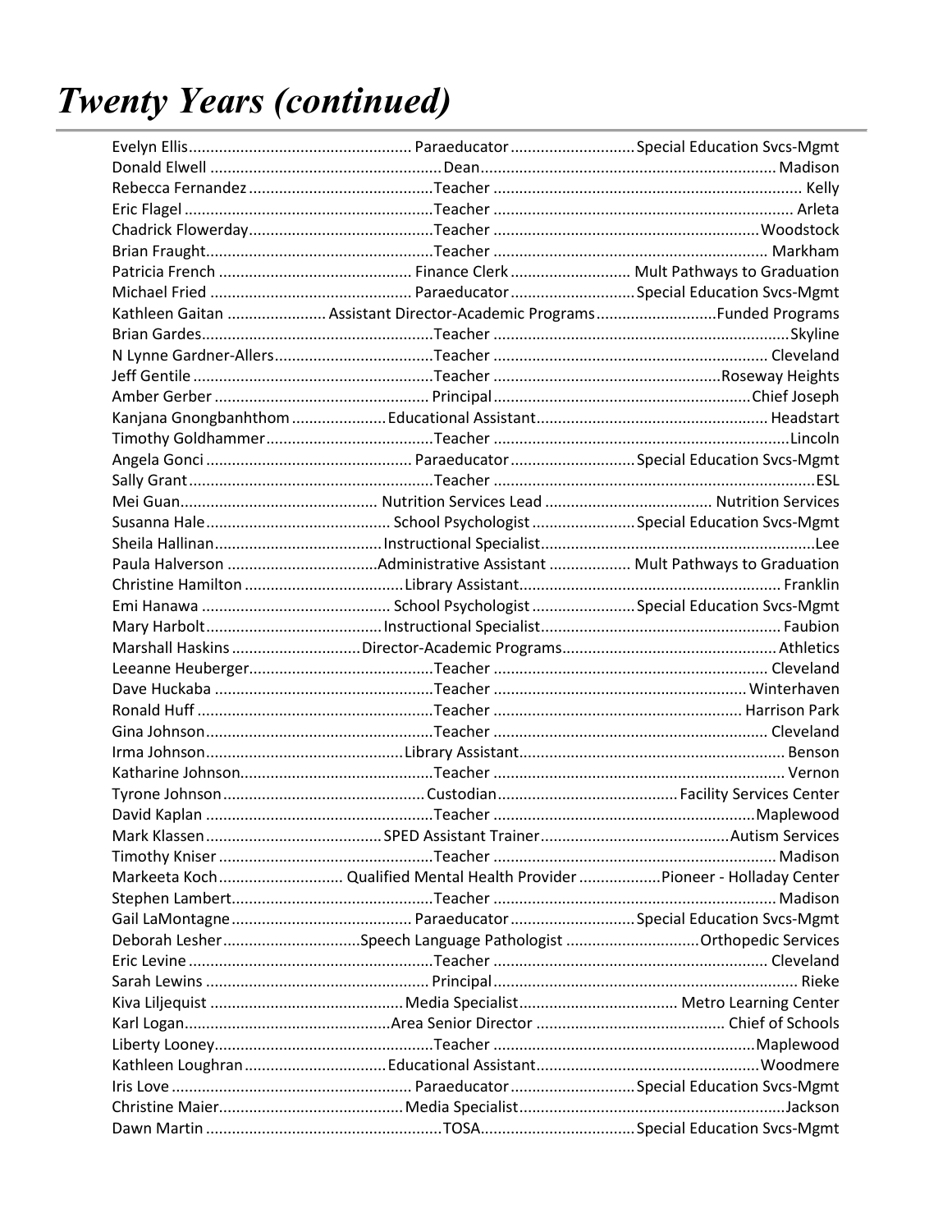# *Twenty Years (continued)*

| Name | Position | Location |
|---|---|---|
| Evelyn Ellis | Paraeducator | Special Education Svcs-Mgmt |
| Donald Elwell | Dean | Madison |
| Rebecca Fernandez | Teacher | Kelly |
| Eric Flagel | Teacher | Arleta |
| Chadrick Flowerday | Teacher | Woodstock |
| Brian Fraught | Teacher | Markham |
| Patricia French | Finance Clerk | Mult Pathways to Graduation |
| Michael Fried | Paraeducator | Special Education Svcs-Mgmt |
| Kathleen Gaitan | Assistant Director-Academic Programs | Funded Programs |
| Brian Gardes | Teacher | Skyline |
| N Lynne Gardner-Allers | Teacher | Cleveland |
| Jeff Gentile | Teacher | Roseway Heights |
| Amber Gerber | Principal | Chief Joseph |
| Kanjana Gnongbanhthom | Educational Assistant | Headstart |
| Timothy Goldhammer | Teacher | Lincoln |
| Angela Gonci | Paraeducator | Special Education Svcs-Mgmt |
| Sally Grant | Teacher | ESL |
| Mei Guan | Nutrition Services Lead | Nutrition Services |
| Susanna Hale | School Psychologist | Special Education Svcs-Mgmt |
| Sheila Hallinan | Instructional Specialist | Lee |
| Paula Halverson | Administrative Assistant | Mult Pathways to Graduation |
| Christine Hamilton | Library Assistant | Franklin |
| Emi Hanawa | School Psychologist | Special Education Svcs-Mgmt |
| Mary Harbolt | Instructional Specialist | Faubion |
| Marshall Haskins | Director-Academic Programs | Athletics |
| Leeanne Heuberger | Teacher | Cleveland |
| Dave Huckaba | Teacher | Winterhaven |
| Ronald Huff | Teacher | Harrison Park |
| Gina Johnson | Teacher | Cleveland |
| Irma Johnson | Library Assistant | Benson |
| Katharine Johnson | Teacher | Vernon |
| Tyrone Johnson | Custodian | Facility Services Center |
| David Kaplan | Teacher | Maplewood |
| Mark Klassen | SPED Assistant Trainer | Autism Services |
| Timothy Kniser | Teacher | Madison |
| Markeeta Koch | Qualified Mental Health Provider | Pioneer - Holladay Center |
| Stephen Lambert | Teacher | Madison |
| Gail LaMontagne | Paraeducator | Special Education Svcs-Mgmt |
| Deborah Lesher | Speech Language Pathologist | Orthopedic Services |
| Eric Levine | Teacher | Cleveland |
| Sarah Lewins | Principal | Rieke |
| Kiva Liljequist | Media Specialist | Metro Learning Center |
| Karl Logan | Area Senior Director | Chief of Schools |
| Liberty Looney | Teacher | Maplewood |
| Kathleen Loughran | Educational Assistant | Woodmere |
| Iris Love | Paraeducator | Special Education Svcs-Mgmt |
| Christine Maier | Media Specialist | Jackson |
| Dawn Martin | TOSA | Special Education Svcs-Mgmt |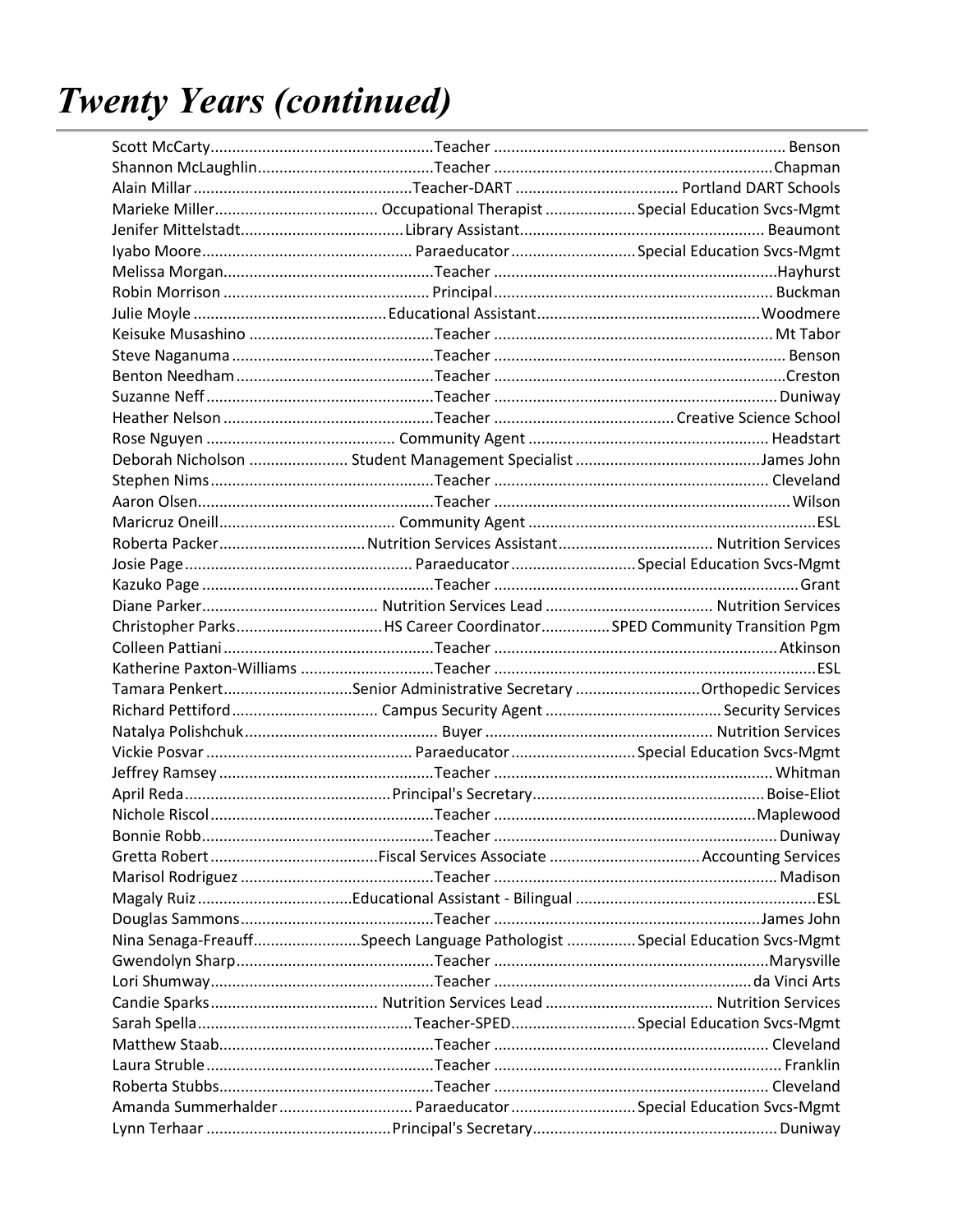# *Twenty Years (continued)*

| Name | Position | Location |
|---|---|---|
| Scott McCarty | Teacher | Benson |
| Shannon McLaughlin | Teacher | Chapman |
| Alain Millar | Teacher-DART | Portland DART Schools |
| Marieke Miller | Occupational Therapist | Special Education Svcs-Mgmt |
| Jenifer Mittelstadt | Library Assistant | Beaumont |
| Iyabo Moore | Paraeducator | Special Education Svcs-Mgmt |
| Melissa Morgan | Teacher | Hayhurst |
| Robin Morrison | Principal | Buckman |
| Julie Moyle | Educational Assistant | Woodmere |
| Keisuke Musashino | Teacher | Mt Tabor |
| Steve Naganuma | Teacher | Benson |
| Benton Needham | Teacher | Creston |
| Suzanne Neff | Teacher | Duniway |
| Heather Nelson | Teacher | Creative Science School |
| Rose Nguyen | Community Agent | Headstart |
| Deborah Nicholson | Student Management Specialist | James John |
| Stephen Nims | Teacher | Cleveland |
| Aaron Olsen | Teacher | Wilson |
| Maricruz Oneill | Community Agent | ESL |
| Roberta Packer | Nutrition Services Assistant | Nutrition Services |
| Josie Page | Paraeducator | Special Education Svcs-Mgmt |
| Kazuko Page | Teacher | Grant |
| Diane Parker | Nutrition Services Lead | Nutrition Services |
| Christopher Parks | HS Career Coordinator | SPED Community Transition Pgm |
| Colleen Pattiani | Teacher | Atkinson |
| Katherine Paxton-Williams | Teacher | ESL |
| Tamara Penkert | Senior Administrative Secretary | Orthopedic Services |
| Richard Pettiford | Campus Security Agent | Security Services |
| Natalya Polishchuk | Buyer | Nutrition Services |
| Vickie Posvar | Paraeducator | Special Education Svcs-Mgmt |
| Jeffrey Ramsey | Teacher | Whitman |
| April Reda | Principal's Secretary | Boise-Eliot |
| Nichole Riscol | Teacher | Maplewood |
| Bonnie Robb | Teacher | Duniway |
| Gretta Robert | Fiscal Services Associate | Accounting Services |
| Marisol Rodriguez | Teacher | Madison |
| Magaly Ruiz | Educational Assistant - Bilingual | ESL |
| Douglas Sammons | Teacher | James John |
| Nina Senaga-Freauff | Speech Language Pathologist | Special Education Svcs-Mgmt |
| Gwendolyn Sharp | Teacher | Marysville |
| Lori Shumway | Teacher | da Vinci Arts |
| Candie Sparks | Nutrition Services Lead | Nutrition Services |
| Sarah Spella | Teacher-SPED | Special Education Svcs-Mgmt |
| Matthew Staab | Teacher | Cleveland |
| Laura Struble | Teacher | Franklin |
| Roberta Stubbs | Teacher | Cleveland |
| Amanda Summerhalder | Paraeducator | Special Education Svcs-Mgmt |
| Lynn Terhaar | Principal's Secretary | Duniway |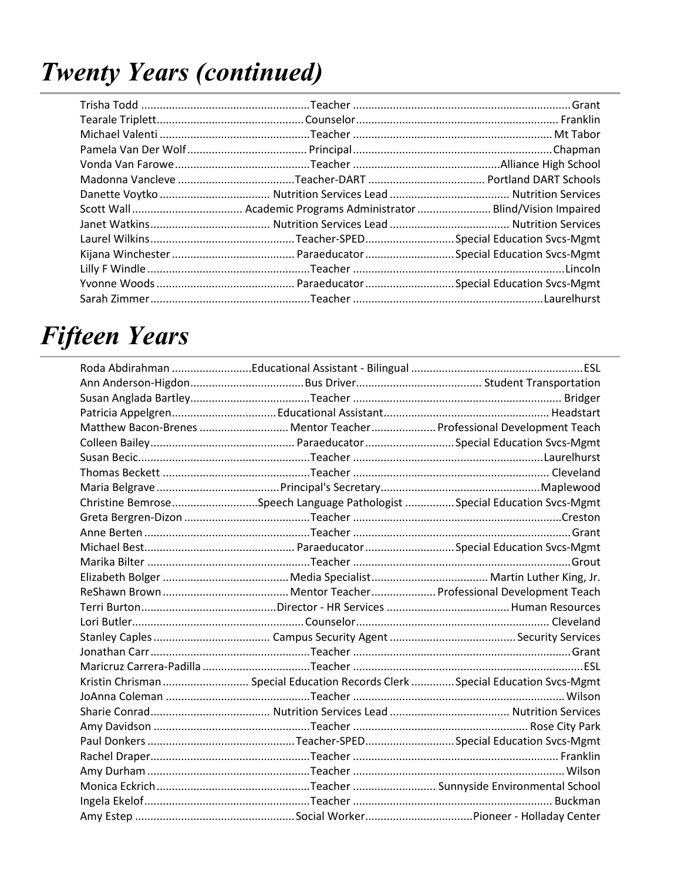# Twenty Years (continued)

| Name | Position | Location |
|---|---|---|
| Trisha Todd | Teacher | Grant |
| Tearale Triplett | Counselor | Franklin |
| Michael Valenti | Teacher | Mt Tabor |
| Pamela Van Der Wolf | Principal | Chapman |
| Vonda Van Farowe | Teacher | Alliance High School |
| Madonna Vancleve | Teacher-DART | Portland DART Schools |
| Danette Voytko | Nutrition Services Lead | Nutrition Services |
| Scott Wall | Academic Programs Administrator | Blind/Vision Impaired |
| Janet Watkins | Nutrition Services Lead | Nutrition Services |
| Laurel Wilkins | Teacher-SPED | Special Education Svcs-Mgmt |
| Kijana Winchester | Paraeducator | Special Education Svcs-Mgmt |
| Lilly F Windle | Teacher | Lincoln |
| Yvonne Woods | Paraeducator | Special Education Svcs-Mgmt |
| Sarah Zimmer | Teacher | Laurelhurst |

# Fifteen Years

| Name | Position | Location |
|---|---|---|
| Roda Abdirahman | Educational Assistant - Bilingual | ESL |
| Ann Anderson-Higdon | Bus Driver | Student Transportation |
| Susan Anglada Bartley | Teacher | Bridger |
| Patricia Appelgren | Educational Assistant | Headstart |
| Matthew Bacon-Brenes | Mentor Teacher | Professional Development Teach |
| Colleen Bailey | Paraeducator | Special Education Svcs-Mgmt |
| Susan Becic | Teacher | Laurelhurst |
| Thomas Beckett | Teacher | Cleveland |
| Maria Belgrave | Principal's Secretary | Maplewood |
| Christine Bemrose | Speech Language Pathologist | Special Education Svcs-Mgmt |
| Greta Bergren-Dizon | Teacher | Creston |
| Anne Berten | Teacher | Grant |
| Michael Best | Paraeducator | Special Education Svcs-Mgmt |
| Marika Bilter | Teacher | Grout |
| Elizabeth Bolger | Media Specialist | Martin Luther King, Jr. |
| ReShawn Brown | Mentor Teacher | Professional Development Teach |
| Terri Burton | Director - HR Services | Human Resources |
| Lori Butler | Counselor | Cleveland |
| Stanley Caples | Campus Security Agent | Security Services |
| Jonathan Carr | Teacher | Grant |
| Maricruz Carrera-Padilla | Teacher | ESL |
| Kristin Chrisman | Special Education Records Clerk | Special Education Svcs-Mgmt |
| JoAnna Coleman | Teacher | Wilson |
| Sharie Conrad | Nutrition Services Lead | Nutrition Services |
| Amy Davidson | Teacher | Rose City Park |
| Paul Donkers | Teacher-SPED | Special Education Svcs-Mgmt |
| Rachel Draper | Teacher | Franklin |
| Amy Durham | Teacher | Wilson |
| Monica Eckrich | Teacher | Sunnyside Environmental School |
| Ingela Ekelof | Teacher | Buckman |
| Amy Estep | Social Worker | Pioneer - Holladay Center |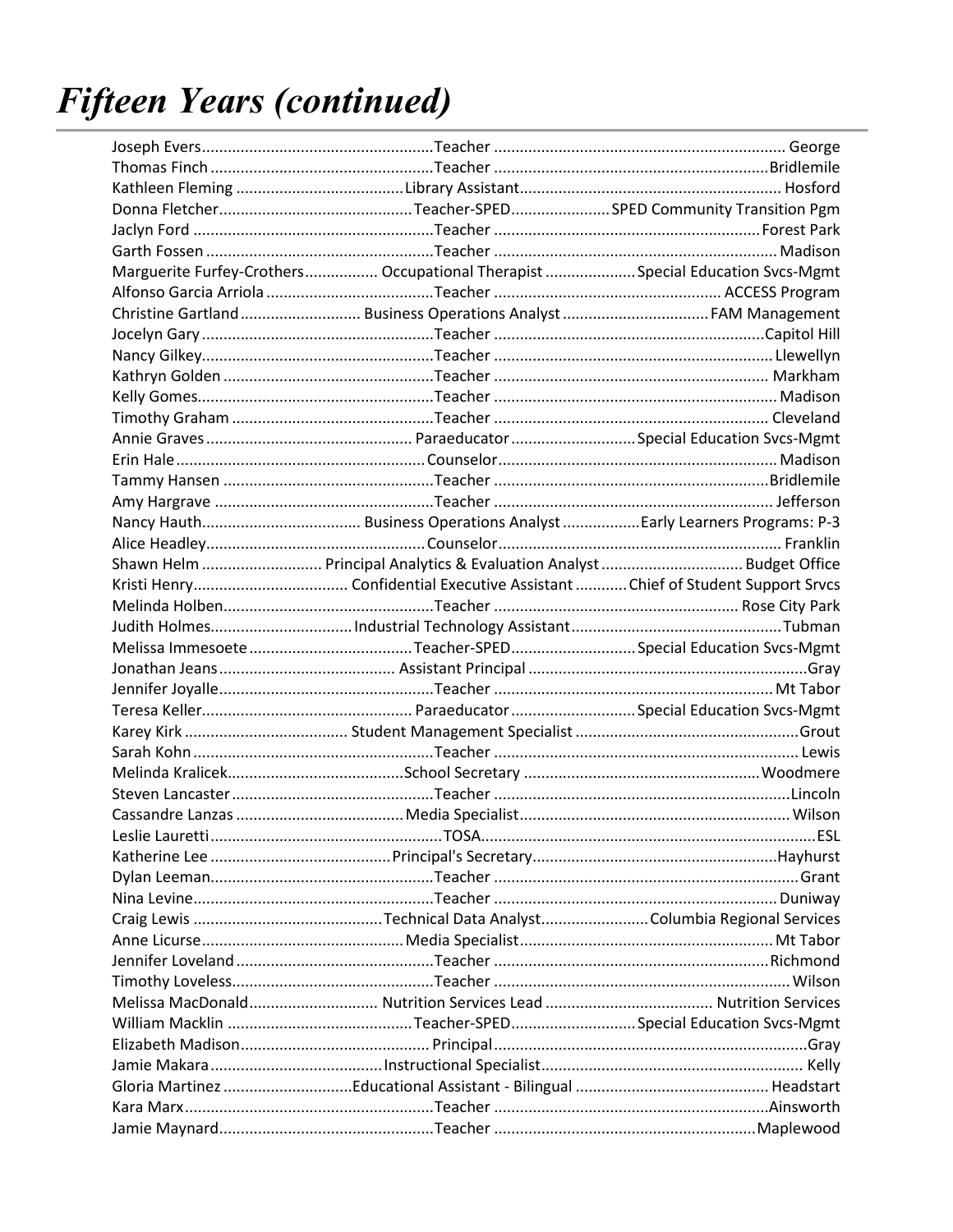# *Fifteen Years (continued)*

| Name | Position | Location |
|---|---|---|
| Joseph Evers | Teacher | George |
| Thomas Finch | Teacher | Bridlemile |
| Kathleen Fleming | Library Assistant | Hosford |
| Donna Fletcher | Teacher-SPED | SPED Community Transition Pgm |
| Jaclyn Ford | Teacher | Forest Park |
| Garth Fossen | Teacher | Madison |
| Marguerite Furfey-Crothers | Occupational Therapist | Special Education Svcs-Mgmt |
| Alfonso Garcia Arriola | Teacher | ACCESS Program |
| Christine Gartland | Business Operations Analyst | FAM Management |
| Jocelyn Gary | Teacher | Capitol Hill |
| Nancy Gilkey | Teacher | Llewellyn |
| Kathryn Golden | Teacher | Markham |
| Kelly Gomes | Teacher | Madison |
| Timothy Graham | Teacher | Cleveland |
| Annie Graves | Paraeducator | Special Education Svcs-Mgmt |
| Erin Hale | Counselor | Madison |
| Tammy Hansen | Teacher | Bridlemile |
| Amy Hargrave | Teacher | Jefferson |
| Nancy Hauth | Business Operations Analyst | Early Learners Programs: P-3 |
| Alice Headley | Counselor | Franklin |
| Shawn Helm | Principal Analytics & Evaluation Analyst | Budget Office |
| Kristi Henry | Confidential Executive Assistant | Chief of Student Support Srvcs |
| Melinda Holben | Teacher | Rose City Park |
| Judith Holmes | Industrial Technology Assistant | Tubman |
| Melissa Immesoete | Teacher-SPED | Special Education Svcs-Mgmt |
| Jonathan Jeans | Assistant Principal | Gray |
| Jennifer Joyalle | Teacher | Mt Tabor |
| Teresa Keller | Paraeducator | Special Education Svcs-Mgmt |
| Karey Kirk | Student Management Specialist | Grout |
| Sarah Kohn | Teacher | Lewis |
| Melinda Kralicek | School Secretary | Woodmere |
| Steven Lancaster | Teacher | Lincoln |
| Cassandre Lanzas | Media Specialist | Wilson |
| Leslie Lauretti | TOSA | ESL |
| Katherine Lee | Principal's Secretary | Hayhurst |
| Dylan Leeman | Teacher | Grant |
| Nina Levine | Teacher | Duniway |
| Craig Lewis | Technical Data Analyst | Columbia Regional Services |
| Anne Licurse | Media Specialist | Mt Tabor |
| Jennifer Loveland | Teacher | Richmond |
| Timothy Loveless | Teacher | Wilson |
| Melissa MacDonald | Nutrition Services Lead | Nutrition Services |
| William Macklin | Teacher-SPED | Special Education Svcs-Mgmt |
| Elizabeth Madison | Principal | Gray |
| Jamie Makara | Instructional Specialist | Kelly |
| Gloria Martinez | Educational Assistant - Bilingual | Headstart |
| Kara Marx | Teacher | Ainsworth |
| Jamie Maynard | Teacher | Maplewood |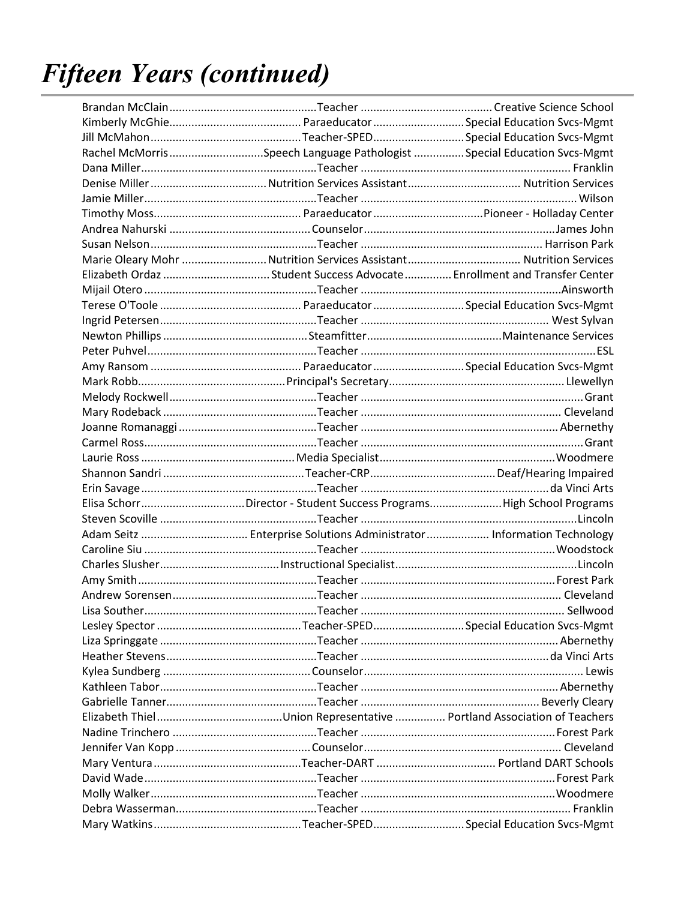# *Fifteen Years (continued)*

| Name | Position | Location |
|---|---|---|
| Brandan McClain | Teacher | Creative Science School |
| Kimberly McGhie | Paraeducator | Special Education Svcs-Mgmt |
| Jill McMahon | Teacher-SPED | Special Education Svcs-Mgmt |
| Rachel McMorris | Speech Language Pathologist | Special Education Svcs-Mgmt |
| Dana Miller | Teacher | Franklin |
| Denise Miller | Nutrition Services Assistant | Nutrition Services |
| Jamie Miller | Teacher | Wilson |
| Timothy Moss | Paraeducator | Pioneer - Holladay Center |
| Andrea Nahurski | Counselor | James John |
| Susan Nelson | Teacher | Harrison Park |
| Marie Oleary Mohr | Nutrition Services Assistant | Nutrition Services |
| Elizabeth Ordaz | Student Success Advocate | Enrollment and Transfer Center |
| Mijail Otero | Teacher | Ainsworth |
| Terese O'Toole | Paraeducator | Special Education Svcs-Mgmt |
| Ingrid Petersen | Teacher | West Sylvan |
| Newton Phillips | Steamfitter | Maintenance Services |
| Peter Puhvel | Teacher | ESL |
| Amy Ransom | Paraeducator | Special Education Svcs-Mgmt |
| Mark Robb | Principal's Secretary | Llewellyn |
| Melody Rockwell | Teacher | Grant |
| Mary Rodeback | Teacher | Cleveland |
| Joanne Romanaggi | Teacher | Abernethy |
| Carmel Ross | Teacher | Grant |
| Laurie Ross | Media Specialist | Woodmere |
| Shannon Sandri | Teacher-CRP | Deaf/Hearing Impaired |
| Erin Savage | Teacher | da Vinci Arts |
| Elisa Schorr | Director - Student Success Programs | High School Programs |
| Steven Scoville | Teacher | Lincoln |
| Adam Seitz | Enterprise Solutions Administrator | Information Technology |
| Caroline Siu | Teacher | Woodstock |
| Charles Slusher | Instructional Specialist | Lincoln |
| Amy Smith | Teacher | Forest Park |
| Andrew Sorensen | Teacher | Cleveland |
| Lisa Souther | Teacher | Sellwood |
| Lesley Spector | Teacher-SPED | Special Education Svcs-Mgmt |
| Liza Springgate | Teacher | Abernethy |
| Heather Stevens | Teacher | da Vinci Arts |
| Kylea Sundberg | Counselor | Lewis |
| Kathleen Tabor | Teacher | Abernethy |
| Gabrielle Tanner | Teacher | Beverly Cleary |
| Elizabeth Thiel | Union Representative | Portland Association of Teachers |
| Nadine Trinchero | Teacher | Forest Park |
| Jennifer Van Kopp | Counselor | Cleveland |
| Mary Ventura | Teacher-DART | Portland DART Schools |
| David Wade | Teacher | Forest Park |
| Molly Walker | Teacher | Woodmere |
| Debra Wasserman | Teacher | Franklin |
| Mary Watkins | Teacher-SPED | Special Education Svcs-Mgmt |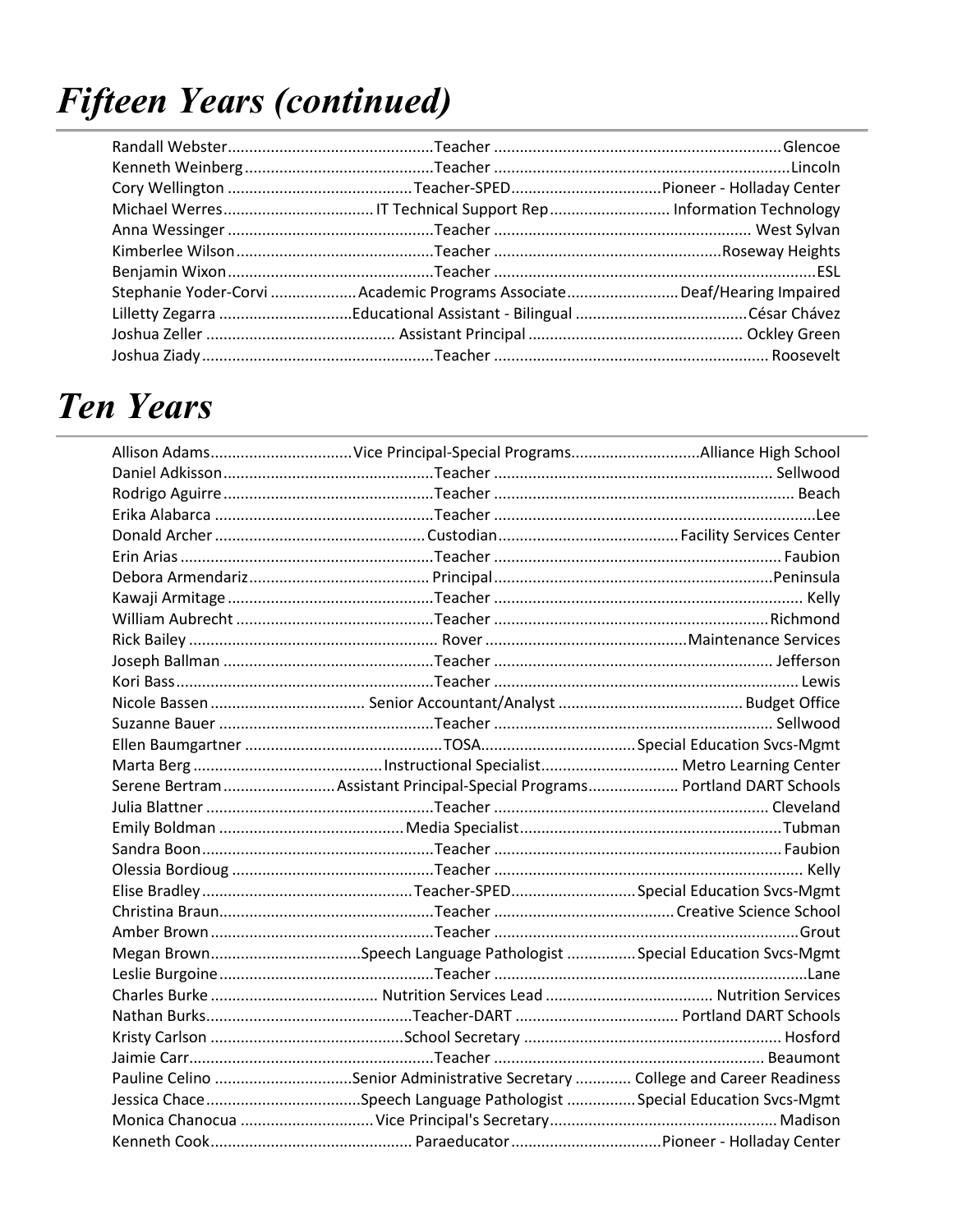# *Fifteen Years (continued)*

| Name | Position | Location |
|---|---|---|
| Randall Webster | Teacher | Glencoe |
| Kenneth Weinberg | Teacher | Lincoln |
| Cory Wellington | Teacher-SPED | Pioneer - Holladay Center |
| Michael Werres | IT Technical Support Rep | Information Technology |
| Anna Wessinger | Teacher | West Sylvan |
| Kimberlee Wilson | Teacher | Roseway Heights |
| Benjamin Wixon | Teacher | ESL |
| Stephanie Yoder-Corvi | Academic Programs Associate | Deaf/Hearing Impaired |
| Lilletty Zegarra | Educational Assistant - Bilingual | César Chávez |
| Joshua Zeller | Assistant Principal | Ockley Green |
| Joshua Ziady | Teacher | Roosevelt |

# *Ten Years*

| Name | Position | Location |
|---|---|---|
| Allison Adams | Vice Principal-Special Programs | Alliance High School |
| Daniel Adkisson | Teacher | Sellwood |
| Rodrigo Aguirre | Teacher | Beach |
| Erika Alabarca | Teacher | Lee |
| Donald Archer | Custodian | Facility Services Center |
| Erin Arias | Teacher | Faubion |
| Debora Armendariz | Principal | Peninsula |
| Kawaji Armitage | Teacher | Kelly |
| William Aubrecht | Teacher | Richmond |
| Rick Bailey | Rover | Maintenance Services |
| Joseph Ballman | Teacher | Jefferson |
| Kori Bass | Teacher | Lewis |
| Nicole Bassen | Senior Accountant/Analyst | Budget Office |
| Suzanne Bauer | Teacher | Sellwood |
| Ellen Baumgartner | TOSA | Special Education Svcs-Mgmt |
| Marta Berg | Instructional Specialist | Metro Learning Center |
| Serene Bertram | Assistant Principal-Special Programs | Portland DART Schools |
| Julia Blattner | Teacher | Cleveland |
| Emily Boldman | Media Specialist | Tubman |
| Sandra Boon | Teacher | Faubion |
| Olessia Bordioug | Teacher | Kelly |
| Elise Bradley | Teacher-SPED | Special Education Svcs-Mgmt |
| Christina Braun | Teacher | Creative Science School |
| Amber Brown | Teacher | Grout |
| Megan Brown | Speech Language Pathologist | Special Education Svcs-Mgmt |
| Leslie Burgoine | Teacher | Lane |
| Charles Burke | Nutrition Services Lead | Nutrition Services |
| Nathan Burks | Teacher-DART | Portland DART Schools |
| Kristy Carlson | School Secretary | Hosford |
| Jaimie Carr | Teacher | Beaumont |
| Pauline Celino | Senior Administrative Secretary | College and Career Readiness |
| Jessica Chace | Speech Language Pathologist | Special Education Svcs-Mgmt |
| Monica Chanocua | Vice Principal's Secretary | Madison |
| Kenneth Cook | Paraeducator | Pioneer - Holladay Center |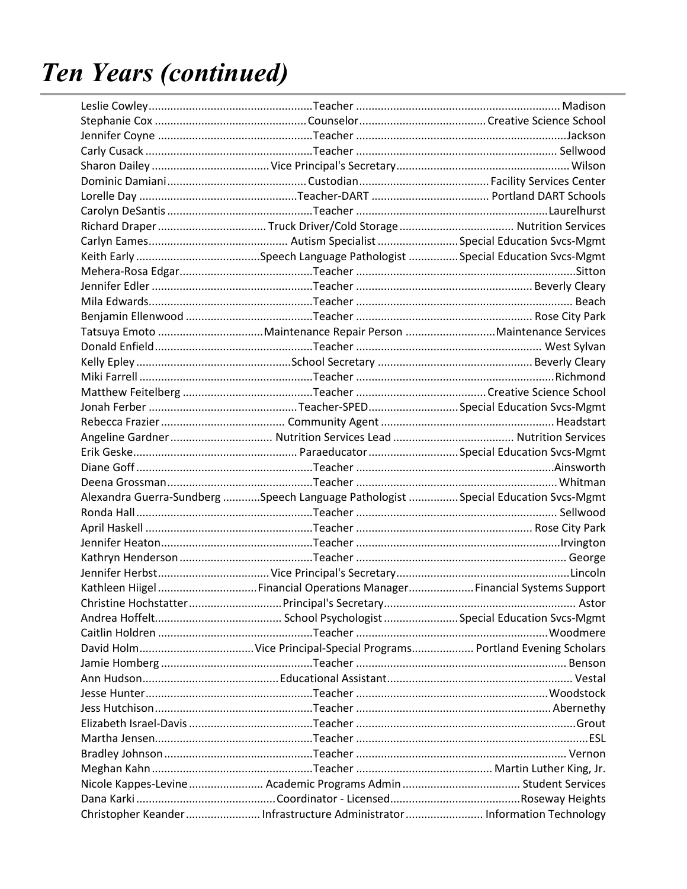# Ten Years (continued)

| Name | Position | Location |
|---|---|---|
| Leslie Cowley | Teacher | Madison |
| Stephanie Cox | Counselor | Creative Science School |
| Jennifer Coyne | Teacher | Jackson |
| Carly Cusack | Teacher | Sellwood |
| Sharon Dailey | Vice Principal's Secretary | Wilson |
| Dominic Damiani | Custodian | Facility Services Center |
| Lorelle Day | Teacher-DART | Portland DART Schools |
| Carolyn DeSantis | Teacher | Laurelhurst |
| Richard Draper | Truck Driver/Cold Storage | Nutrition Services |
| Carlyn Eames | Autism Specialist | Special Education Svcs-Mgmt |
| Keith Early | Speech Language Pathologist | Special Education Svcs-Mgmt |
| Mehera-Rosa Edgar | Teacher | Sitton |
| Jennifer Edler | Teacher | Beverly Cleary |
| Mila Edwards | Teacher | Beach |
| Benjamin Ellenwood | Teacher | Rose City Park |
| Tatsuya Emoto | Maintenance Repair Person | Maintenance Services |
| Donald Enfield | Teacher | West Sylvan |
| Kelly Epley | School Secretary | Beverly Cleary |
| Miki Farrell | Teacher | Richmond |
| Matthew Feitelberg | Teacher | Creative Science School |
| Jonah Ferber | Teacher-SPED | Special Education Svcs-Mgmt |
| Rebecca Frazier | Community Agent | Headstart |
| Angeline Gardner | Nutrition Services Lead | Nutrition Services |
| Erik Geske | Paraeducator | Special Education Svcs-Mgmt |
| Diane Goff | Teacher | Ainsworth |
| Deena Grossman | Teacher | Whitman |
| Alexandra Guerra-Sundberg | Speech Language Pathologist | Special Education Svcs-Mgmt |
| Ronda Hall | Teacher | Sellwood |
| April Haskell | Teacher | Rose City Park |
| Jennifer Heaton | Teacher | Irvington |
| Kathryn Henderson | Teacher | George |
| Jennifer Herbst | Vice Principal's Secretary | Lincoln |
| Kathleen Hiigel | Financial Operations Manager | Financial Systems Support |
| Christine Hochstatter | Principal's Secretary | Astor |
| Andrea Hoffelt | School Psychologist | Special Education Svcs-Mgmt |
| Caitlin Holdren | Teacher | Woodmere |
| David Holm | Vice Principal-Special Programs | Portland Evening Scholars |
| Jamie Homberg | Teacher | Benson |
| Ann Hudson | Educational Assistant | Vestal |
| Jesse Hunter | Teacher | Woodstock |
| Jess Hutchison | Teacher | Abernethy |
| Elizabeth Israel-Davis | Teacher | Grout |
| Martha Jensen | Teacher | ESL |
| Bradley Johnson | Teacher | Vernon |
| Meghan Kahn | Teacher | Martin Luther King, Jr. |
| Nicole Kappes-Levine | Academic Programs Admin | Student Services |
| Dana Karki | Coordinator - Licensed | Roseway Heights |
| Christopher Keander | Infrastructure Administrator | Information Technology |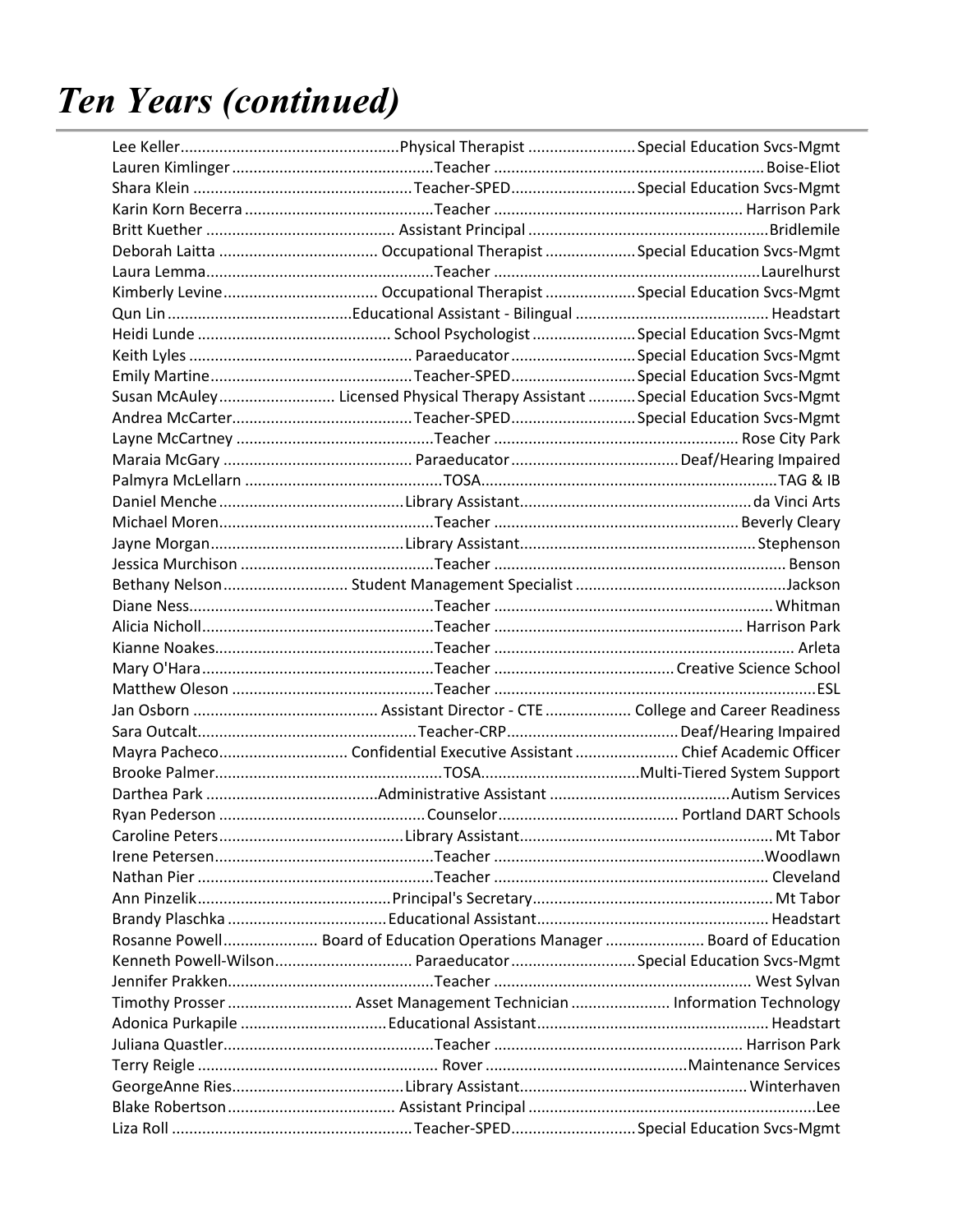# Ten Years (continued)

| Name | Position | Location |
|---|---|---|
| Lee Keller | Physical Therapist | Special Education Svcs-Mgmt |
| Lauren Kimlinger | Teacher | Boise-Eliot |
| Shara Klein | Teacher-SPED | Special Education Svcs-Mgmt |
| Karin Korn Becerra | Teacher | Harrison Park |
| Britt Kuether | Assistant Principal | Bridlemile |
| Deborah Laitta | Occupational Therapist | Special Education Svcs-Mgmt |
| Laura Lemma | Teacher | Laurelhurst |
| Kimberly Levine | Occupational Therapist | Special Education Svcs-Mgmt |
| Qun Lin | Educational Assistant - Bilingual | Headstart |
| Heidi Lunde | School Psychologist | Special Education Svcs-Mgmt |
| Keith Lyles | Paraeducator | Special Education Svcs-Mgmt |
| Emily Martine | Teacher-SPED | Special Education Svcs-Mgmt |
| Susan McAuley | Licensed Physical Therapy Assistant | Special Education Svcs-Mgmt |
| Andrea McCarter | Teacher-SPED | Special Education Svcs-Mgmt |
| Layne McCartney | Teacher | Rose City Park |
| Maraia McGary | Paraeducator | Deaf/Hearing Impaired |
| Palmyra McLellarn | TOSA | TAG & IB |
| Daniel Menche | Library Assistant | da Vinci Arts |
| Michael Moren | Teacher | Beverly Cleary |
| Jayne Morgan | Library Assistant | Stephenson |
| Jessica Murchison | Teacher | Benson |
| Bethany Nelson | Student Management Specialist | Jackson |
| Diane Ness | Teacher | Whitman |
| Alicia Nicholl | Teacher | Harrison Park |
| Kianne Noakes | Teacher | Arleta |
| Mary O'Hara | Teacher | Creative Science School |
| Matthew Oleson | Teacher | ESL |
| Jan Osborn | Assistant Director - CTE | College and Career Readiness |
| Sara Outcalt | Teacher-CRP | Deaf/Hearing Impaired |
| Mayra Pacheco | Confidential Executive Assistant | Chief Academic Officer |
| Brooke Palmer | TOSA | Multi-Tiered System Support |
| Darthea Park | Administrative Assistant | Autism Services |
| Ryan Pederson | Counselor | Portland DART Schools |
| Caroline Peters | Library Assistant | Mt Tabor |
| Irene Petersen | Teacher | Woodlawn |
| Nathan Pier | Teacher | Cleveland |
| Ann Pinzelik | Principal's Secretary | Mt Tabor |
| Brandy Plaschka | Educational Assistant | Headstart |
| Rosanne Powell | Board of Education Operations Manager | Board of Education |
| Kenneth Powell-Wilson | Paraeducator | Special Education Svcs-Mgmt |
| Jennifer Prakken | Teacher | West Sylvan |
| Timothy Prosser | Asset Management Technician | Information Technology |
| Adonica Purkapile | Educational Assistant | Headstart |
| Juliana Quastler | Teacher | Harrison Park |
| Terry Reigle | Rover | Maintenance Services |
| GeorgeAnne Ries | Library Assistant | Winterhaven |
| Blake Robertson | Assistant Principal | Lee |
| Liza Roll | Teacher-SPED | Special Education Svcs-Mgmt |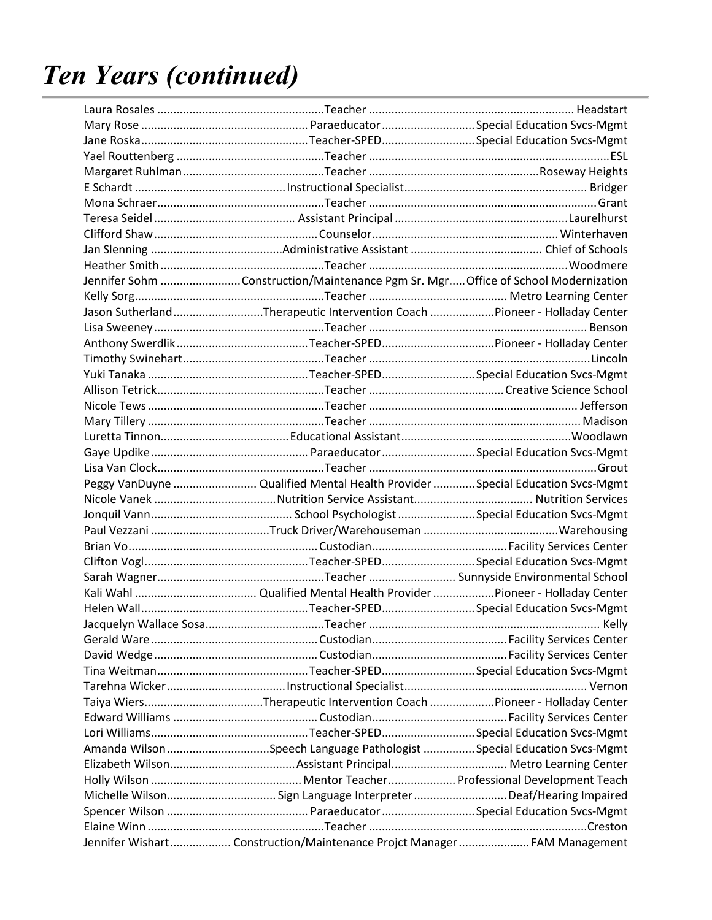# *Ten Years (continued)*

| Name | Position | Location |
|---|---|---|
| Laura Rosales | Teacher | Headstart |
| Mary Rose | Paraeducator | Special Education Svcs-Mgmt |
| Jane Roska | Teacher-SPED | Special Education Svcs-Mgmt |
| Yael Routtenberg | Teacher | ESL |
| Margaret Ruhlman | Teacher | Roseway Heights |
| E Schardt | Instructional Specialist | Bridger |
| Mona Schraer | Teacher | Grant |
| Teresa Seidel | Assistant Principal | Laurelhurst |
| Clifford Shaw | Counselor | Winterhaven |
| Jan Slenning | Administrative Assistant | Chief of Schools |
| Heather Smith | Teacher | Woodmere |
| Jennifer Sohm | Construction/Maintenance Pgm Sr. Mgr | Office of School Modernization |
| Kelly Sorg | Teacher | Metro Learning Center |
| Jason Sutherland | Therapeutic Intervention Coach | Pioneer - Holladay Center |
| Lisa Sweeney | Teacher | Benson |
| Anthony Swerdlik | Teacher-SPED | Pioneer - Holladay Center |
| Timothy Swinehart | Teacher | Lincoln |
| Yuki Tanaka | Teacher-SPED | Special Education Svcs-Mgmt |
| Allison Tetrick | Teacher | Creative Science School |
| Nicole Tews | Teacher | Jefferson |
| Mary Tillery | Teacher | Madison |
| Luretta Tinnon | Educational Assistant | Woodlawn |
| Gaye Updike | Paraeducator | Special Education Svcs-Mgmt |
| Lisa Van Clock | Teacher | Grout |
| Peggy VanDuyne | Qualified Mental Health Provider | Special Education Svcs-Mgmt |
| Nicole Vanek | Nutrition Service Assistant | Nutrition Services |
| Jonquil Vann | School Psychologist | Special Education Svcs-Mgmt |
| Paul Vezzani | Truck Driver/Warehouseman | Warehousing |
| Brian Vo | Custodian | Facility Services Center |
| Clifton Vogl | Teacher-SPED | Special Education Svcs-Mgmt |
| Sarah Wagner | Teacher | Sunnyside Environmental School |
| Kali Wahl | Qualified Mental Health Provider | Pioneer - Holladay Center |
| Helen Wall | Teacher-SPED | Special Education Svcs-Mgmt |
| Jacquelyn Wallace Sosa | Teacher | Kelly |
| Gerald Ware | Custodian | Facility Services Center |
| David Wedge | Custodian | Facility Services Center |
| Tina Weitman | Teacher-SPED | Special Education Svcs-Mgmt |
| Tarehna Wicker | Instructional Specialist | Vernon |
| Taiya Wiers | Therapeutic Intervention Coach | Pioneer - Holladay Center |
| Edward Williams | Custodian | Facility Services Center |
| Lori Williams | Teacher-SPED | Special Education Svcs-Mgmt |
| Amanda Wilson | Speech Language Pathologist | Special Education Svcs-Mgmt |
| Elizabeth Wilson | Assistant Principal | Metro Learning Center |
| Holly Wilson | Mentor Teacher | Professional Development Teach |
| Michelle Wilson | Sign Language Interpreter | Deaf/Hearing Impaired |
| Spencer Wilson | Paraeducator | Special Education Svcs-Mgmt |
| Elaine Winn | Teacher | Creston |
| Jennifer Wishart | Construction/Maintenance Projct Manager | FAM Management |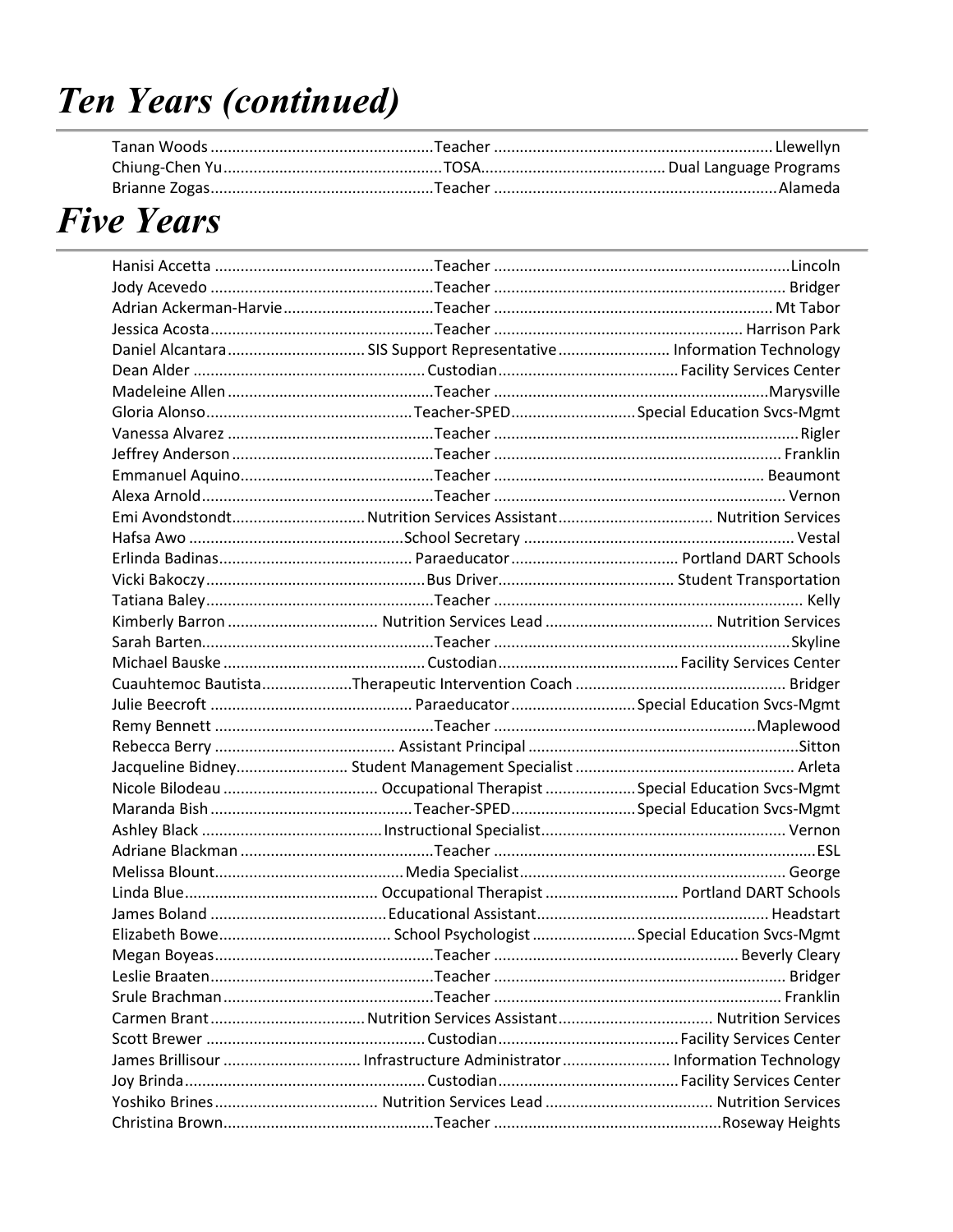# Ten Years (continued)

| Name | Position | Location |
|---|---|---|
| Tanan Woods | Teacher | Llewellyn |
| Chiung-Chen Yu | TOSA | Dual Language Programs |
| Brianne Zogas | Teacher | Alameda |

# Five Years

| Name | Position | Location |
|---|---|---|
| Hanisi Accetta | Teacher | Lincoln |
| Jody Acevedo | Teacher | Bridger |
| Adrian Ackerman-Harvie | Teacher | Mt Tabor |
| Jessica Acosta | Teacher | Harrison Park |
| Daniel Alcantara | SIS Support Representative | Information Technology |
| Dean Alder | Custodian | Facility Services Center |
| Madeleine Allen | Teacher | Marysville |
| Gloria Alonso | Teacher-SPED | Special Education Svcs-Mgmt |
| Vanessa Alvarez | Teacher | Rigler |
| Jeffrey Anderson | Teacher | Franklin |
| Emmanuel Aquino | Teacher | Beaumont |
| Alexa Arnold | Teacher | Vernon |
| Emi Avondstondt | Nutrition Services Assistant | Nutrition Services |
| Hafsa Awo | School Secretary | Vestal |
| Erlinda Badinas | Paraeducator | Portland DART Schools |
| Vicki Bakoczy | Bus Driver | Student Transportation |
| Tatiana Baley | Teacher | Kelly |
| Kimberly Barron | Nutrition Services Lead | Nutrition Services |
| Sarah Barten | Teacher | Skyline |
| Michael Bauske | Custodian | Facility Services Center |
| Cuauhtemoc Bautista | Therapeutic Intervention Coach | Bridger |
| Julie Beecroft | Paraeducator | Special Education Svcs-Mgmt |
| Remy Bennett | Teacher | Maplewood |
| Rebecca Berry | Assistant Principal | Sitton |
| Jacqueline Bidney | Student Management Specialist | Arleta |
| Nicole Bilodeau | Occupational Therapist | Special Education Svcs-Mgmt |
| Maranda Bish | Teacher-SPED | Special Education Svcs-Mgmt |
| Ashley Black | Instructional Specialist | Vernon |
| Adriane Blackman | Teacher | ESL |
| Melissa Blount | Media Specialist | George |
| Linda Blue | Occupational Therapist | Portland DART Schools |
| James Boland | Educational Assistant | Headstart |
| Elizabeth Bowe | School Psychologist | Special Education Svcs-Mgmt |
| Megan Boyeas | Teacher | Beverly Cleary |
| Leslie Braaten | Teacher | Bridger |
| Srule Brachman | Teacher | Franklin |
| Carmen Brant | Nutrition Services Assistant | Nutrition Services |
| Scott Brewer | Custodian | Facility Services Center |
| James Brillisour | Infrastructure Administrator | Information Technology |
| Joy Brinda | Custodian | Facility Services Center |
| Yoshiko Brines | Nutrition Services Lead | Nutrition Services |
| Christina Brown | Teacher | Roseway Heights |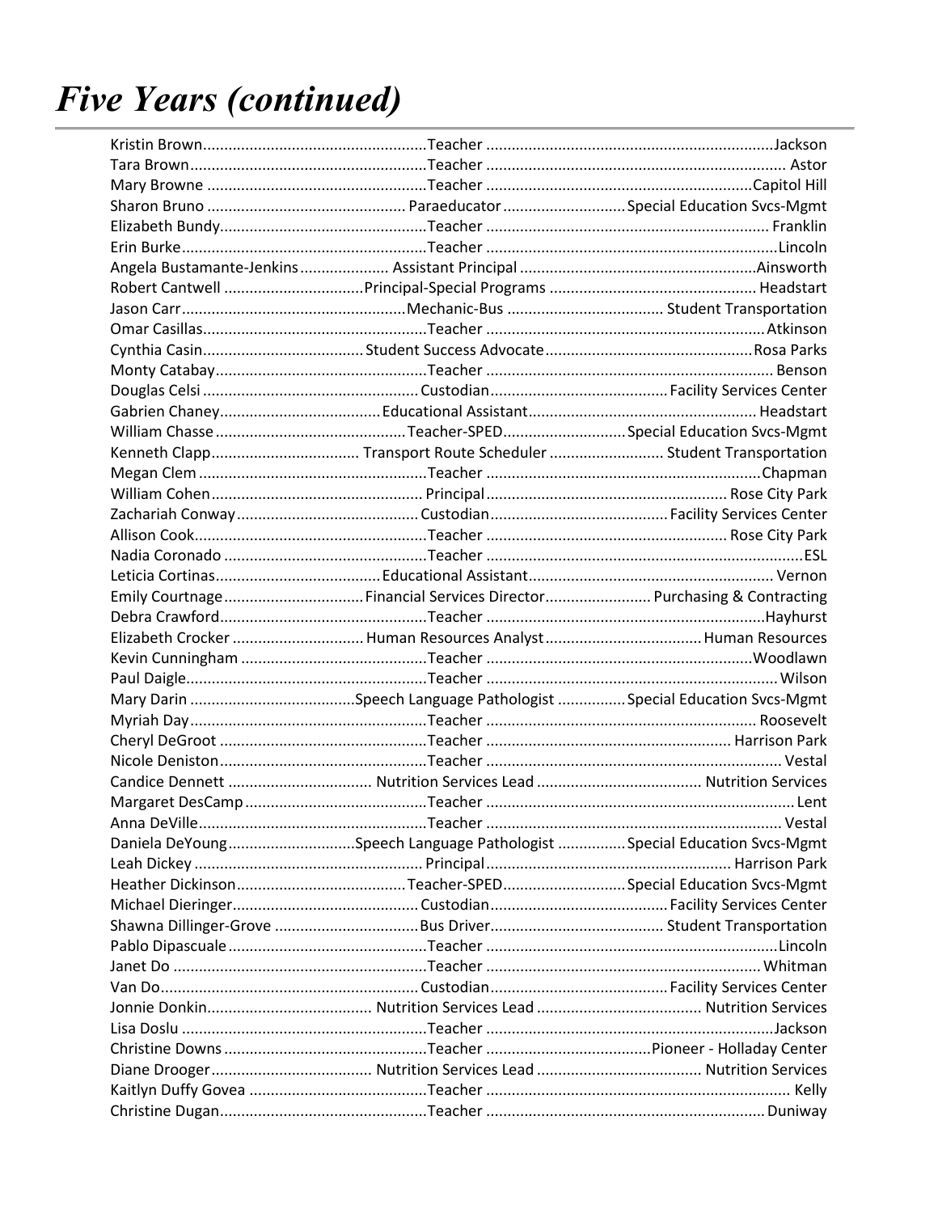# *Five Years (continued)*

| Name | Position | Location |
|---|---|---|
| Kristin Brown | Teacher | Jackson |
| Tara Brown | Teacher | Astor |
| Mary Browne | Teacher | Capitol Hill |
| Sharon Bruno | Paraeducator | Special Education Svcs-Mgmt |
| Elizabeth Bundy | Teacher | Franklin |
| Erin Burke | Teacher | Lincoln |
| Angela Bustamante-Jenkins | Assistant Principal | Ainsworth |
| Robert Cantwell | Principal-Special Programs | Headstart |
| Jason Carr | Mechanic-Bus | Student Transportation |
| Omar Casillas | Teacher | Atkinson |
| Cynthia Casin | Student Success Advocate | Rosa Parks |
| Monty Catabay | Teacher | Benson |
| Douglas Celsi | Custodian | Facility Services Center |
| Gabrien Chaney | Educational Assistant | Headstart |
| William Chasse | Teacher-SPED | Special Education Svcs-Mgmt |
| Kenneth Clapp | Transport Route Scheduler | Student Transportation |
| Megan Clem | Teacher | Chapman |
| William Cohen | Principal | Rose City Park |
| Zachariah Conway | Custodian | Facility Services Center |
| Allison Cook | Teacher | Rose City Park |
| Nadia Coronado | Teacher | ESL |
| Leticia Cortinas | Educational Assistant | Vernon |
| Emily Courtnage | Financial Services Director | Purchasing & Contracting |
| Debra Crawford | Teacher | Hayhurst |
| Elizabeth Crocker | Human Resources Analyst | Human Resources |
| Kevin Cunningham | Teacher | Woodlawn |
| Paul Daigle | Teacher | Wilson |
| Mary Darin | Speech Language Pathologist | Special Education Svcs-Mgmt |
| Myriah Day | Teacher | Roosevelt |
| Cheryl DeGroot | Teacher | Harrison Park |
| Nicole Deniston | Teacher | Vestal |
| Candice Dennett | Nutrition Services Lead | Nutrition Services |
| Margaret DesCamp | Teacher | Lent |
| Anna DeVille | Teacher | Vestal |
| Daniela DeYoung | Speech Language Pathologist | Special Education Svcs-Mgmt |
| Leah Dickey | Principal | Harrison Park |
| Heather Dickinson | Teacher-SPED | Special Education Svcs-Mgmt |
| Michael Dieringer | Custodian | Facility Services Center |
| Shawna Dillinger-Grove | Bus Driver | Student Transportation |
| Pablo Dipascuale | Teacher | Lincoln |
| Janet Do | Teacher | Whitman |
| Van Do | Custodian | Facility Services Center |
| Jonnie Donkin | Nutrition Services Lead | Nutrition Services |
| Lisa Doslu | Teacher | Jackson |
| Christine Downs | Teacher | Pioneer - Holladay Center |
| Diane Drooger | Nutrition Services Lead | Nutrition Services |
| Kaitlyn Duffy Govea | Teacher | Kelly |
| Christine Dugan | Teacher | Duniway |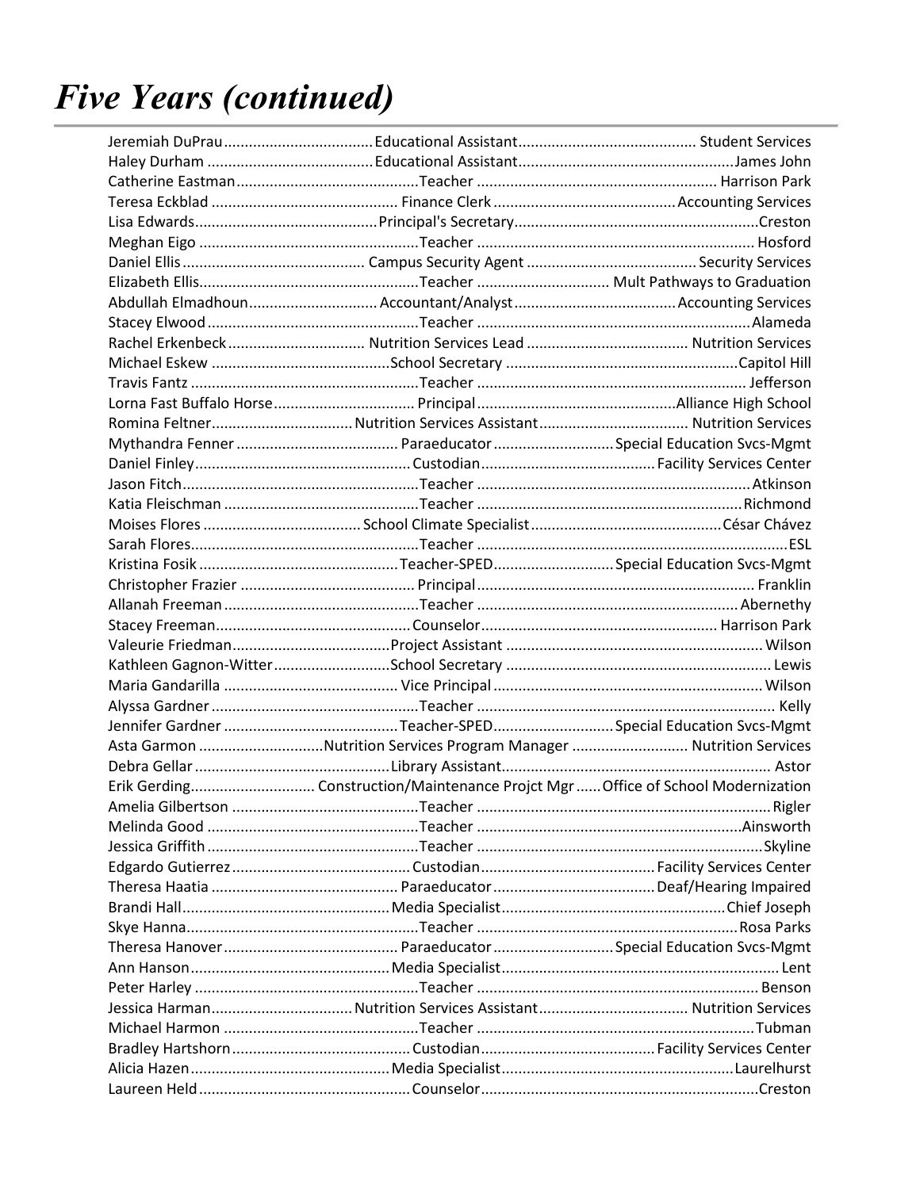# *Five Years (continued)*

| Name | Position | Location |
|---|---|---|
| Jeremiah DuPrau | Educational Assistant | Student Services |
| Haley Durham | Educational Assistant | James John |
| Catherine Eastman | Teacher | Harrison Park |
| Teresa Eckblad | Finance Clerk | Accounting Services |
| Lisa Edwards | Principal's Secretary | Creston |
| Meghan Eigo | Teacher | Hosford |
| Daniel Ellis | Campus Security Agent | Security Services |
| Elizabeth Ellis | Teacher | Mult Pathways to Graduation |
| Abdullah Elmadhoun | Accountant/Analyst | Accounting Services |
| Stacey Elwood | Teacher | Alameda |
| Rachel Erkenbeck | Nutrition Services Lead | Nutrition Services |
| Michael Eskew | School Secretary | Capitol Hill |
| Travis Fantz | Teacher | Jefferson |
| Lorna Fast Buffalo Horse | Principal | Alliance High School |
| Romina Feltner | Nutrition Services Assistant | Nutrition Services |
| Mythandra Fenner | Paraeducator | Special Education Svcs-Mgmt |
| Daniel Finley | Custodian | Facility Services Center |
| Jason Fitch | Teacher | Atkinson |
| Katia Fleischman | Teacher | Richmond |
| Moises Flores | School Climate Specialist | César Chávez |
| Sarah Flores | Teacher | ESL |
| Kristina Fosik | Teacher-SPED | Special Education Svcs-Mgmt |
| Christopher Frazier | Principal | Franklin |
| Allanah Freeman | Teacher | Abernethy |
| Stacey Freeman | Counselor | Harrison Park |
| Valeurie Friedman | Project Assistant | Wilson |
| Kathleen Gagnon-Witter | School Secretary | Lewis |
| Maria Gandarilla | Vice Principal | Wilson |
| Alyssa Gardner | Teacher | Kelly |
| Jennifer Gardner | Teacher-SPED | Special Education Svcs-Mgmt |
| Asta Garmon | Nutrition Services Program Manager | Nutrition Services |
| Debra Gellar | Library Assistant | Astor |
| Erik Gerding | Construction/Maintenance Projct Mgr | Office of School Modernization |
| Amelia Gilbertson | Teacher | Rigler |
| Melinda Good | Teacher | Ainsworth |
| Jessica Griffith | Teacher | Skyline |
| Edgardo Gutierrez | Custodian | Facility Services Center |
| Theresa Haatia | Paraeducator | Deaf/Hearing Impaired |
| Brandi Hall | Media Specialist | Chief Joseph |
| Skye Hanna | Teacher | Rosa Parks |
| Theresa Hanover | Paraeducator | Special Education Svcs-Mgmt |
| Ann Hanson | Media Specialist | Lent |
| Peter Harley | Teacher | Benson |
| Jessica Harman | Nutrition Services Assistant | Nutrition Services |
| Michael Harmon | Teacher | Tubman |
| Bradley Hartshorn | Custodian | Facility Services Center |
| Alicia Hazen | Media Specialist | Laurelhurst |
| Laureen Held | Counselor | Creston |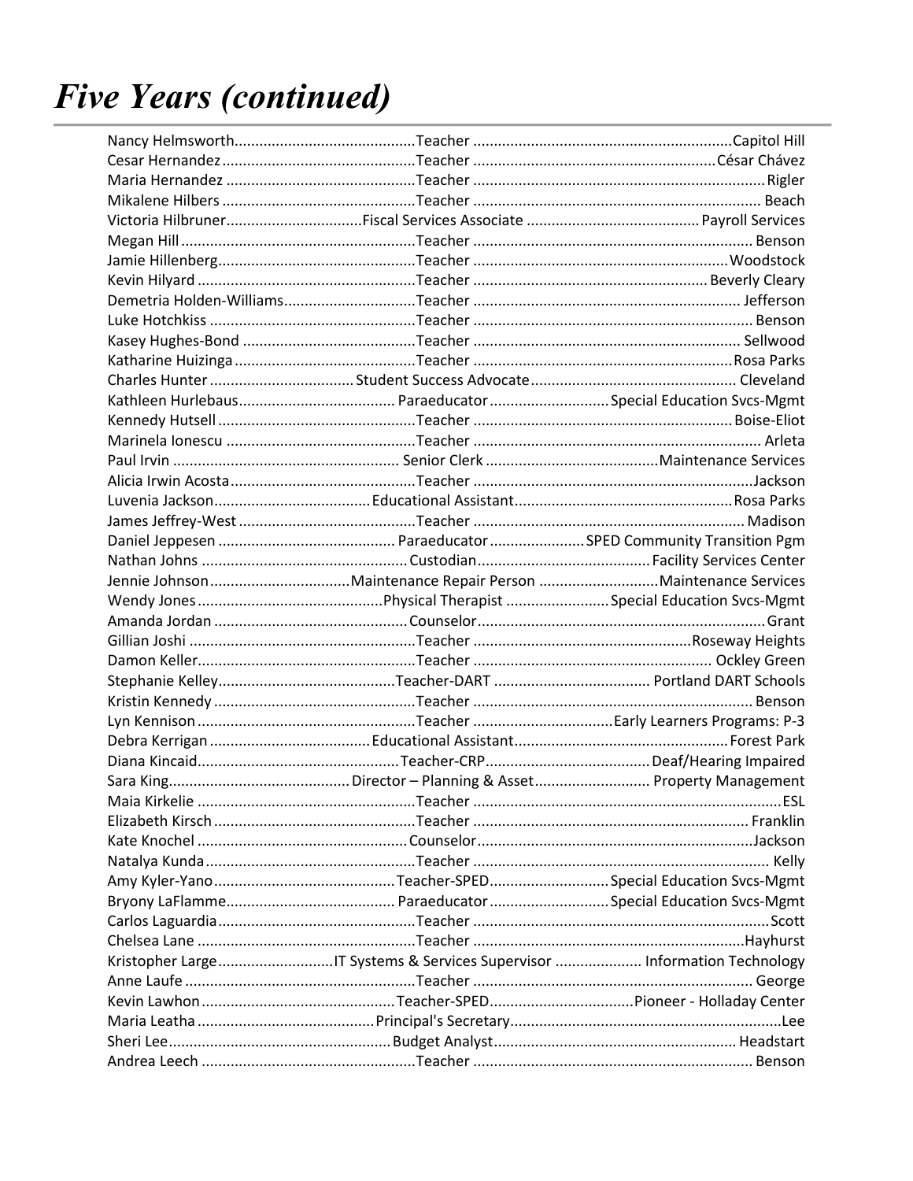# *Five Years (continued)*

| Name | Position | Location |
|---|---|---|
| Nancy Helmsworth | Teacher | Capitol Hill |
| Cesar Hernandez | Teacher | César Chávez |
| Maria Hernandez | Teacher | Rigler |
| Mikalene Hilbers | Teacher | Beach |
| Victoria Hilbruner | Fiscal Services Associate | Payroll Services |
| Megan Hill | Teacher | Benson |
| Jamie Hillenberg | Teacher | Woodstock |
| Kevin Hilyard | Teacher | Beverly Cleary |
| Demetria Holden-Williams | Teacher | Jefferson |
| Luke Hotchkiss | Teacher | Benson |
| Kasey Hughes-Bond | Teacher | Sellwood |
| Katharine Huizinga | Teacher | Rosa Parks |
| Charles Hunter | Student Success Advocate | Cleveland |
| Kathleen Hurlebaus | Paraeducator | Special Education Svcs-Mgmt |
| Kennedy Hutsell | Teacher | Boise-Eliot |
| Marinela Ionescu | Teacher | Arleta |
| Paul Irvin | Senior Clerk | Maintenance Services |
| Alicia Irwin Acosta | Teacher | Jackson |
| Luvenia Jackson | Educational Assistant | Rosa Parks |
| James Jeffrey-West | Teacher | Madison |
| Daniel Jeppesen | Paraeducator | SPED Community Transition Pgm |
| Nathan Johns | Custodian | Facility Services Center |
| Jennie Johnson | Maintenance Repair Person | Maintenance Services |
| Wendy Jones | Physical Therapist | Special Education Svcs-Mgmt |
| Amanda Jordan | Counselor | Grant |
| Gillian Joshi | Teacher | Roseway Heights |
| Damon Keller | Teacher | Ockley Green |
| Stephanie Kelley | Teacher-DART | Portland DART Schools |
| Kristin Kennedy | Teacher | Benson |
| Lyn Kennison | Teacher | Early Learners Programs: P-3 |
| Debra Kerrigan | Educational Assistant | Forest Park |
| Diana Kincaid | Teacher-CRP | Deaf/Hearing Impaired |
| Sara King | Director – Planning & Asset | Property Management |
| Maia Kirkelie | Teacher | ESL |
| Elizabeth Kirsch | Teacher | Franklin |
| Kate Knochel | Counselor | Jackson |
| Natalya Kunda | Teacher | Kelly |
| Amy Kyler-Yano | Teacher-SPED | Special Education Svcs-Mgmt |
| Bryony LaFlamme | Paraeducator | Special Education Svcs-Mgmt |
| Carlos Laguardia | Teacher | Scott |
| Chelsea Lane | Teacher | Hayhurst |
| Kristopher Large | IT Systems & Services Supervisor | Information Technology |
| Anne Laufe | Teacher | George |
| Kevin Lawhon | Teacher-SPED | Pioneer - Holladay Center |
| Maria Leatha | Principal's Secretary | Lee |
| Sheri Lee | Budget Analyst | Headstart |
| Andrea Leech | Teacher | Benson |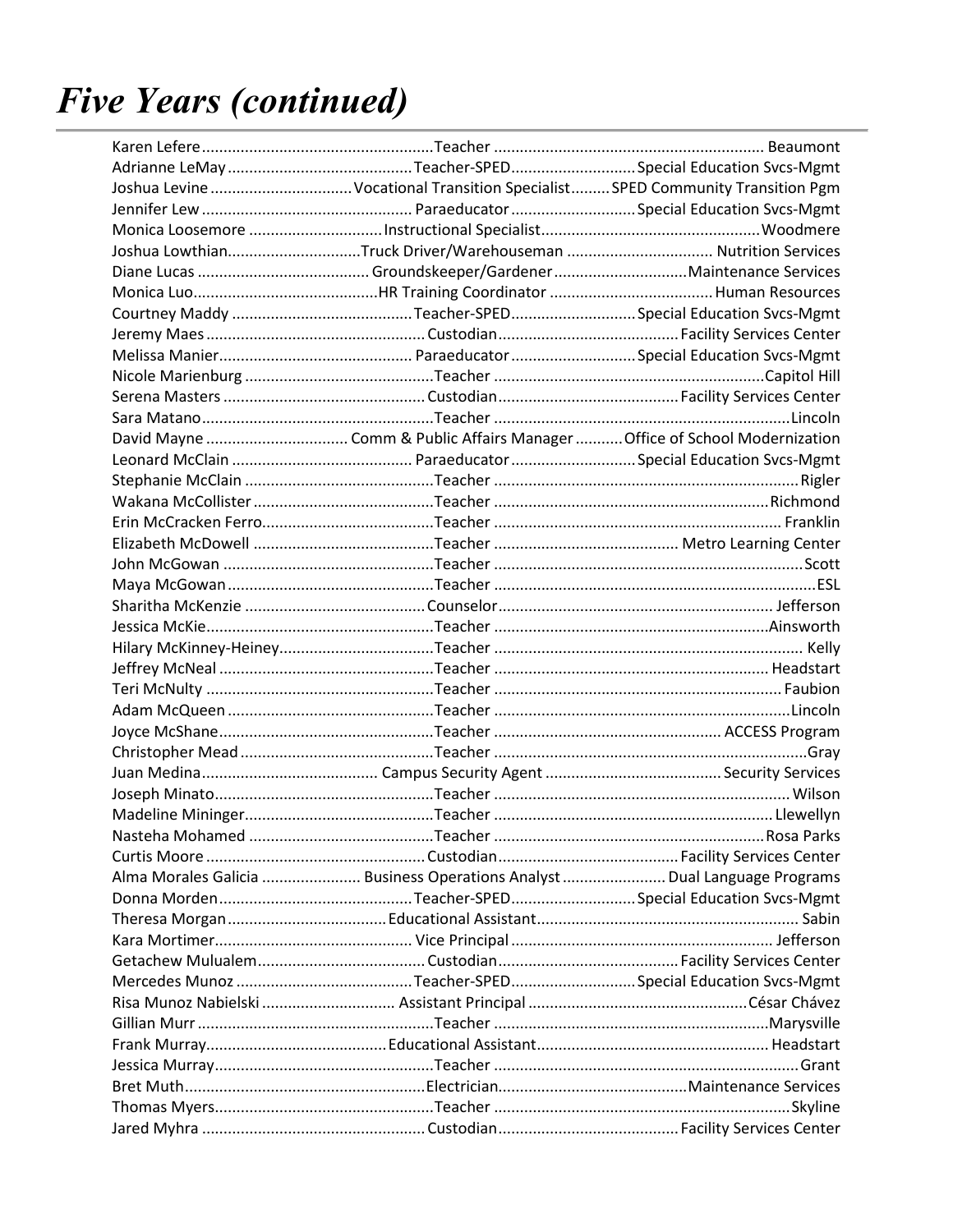# *Five Years (continued)*

| Name | Position | Location |
|---|---|---|
| Karen Lefere | Teacher | Beaumont |
| Adrianne LeMay | Teacher-SPED | Special Education Svcs-Mgmt |
| Joshua Levine | Vocational Transition Specialist | SPED Community Transition Pgm |
| Jennifer Lew | Paraeducator | Special Education Svcs-Mgmt |
| Monica Loosemore | Instructional Specialist | Woodmere |
| Joshua Lowthian | Truck Driver/Warehouseman | Nutrition Services |
| Diane Lucas | Groundskeeper/Gardener | Maintenance Services |
| Monica Luo | HR Training Coordinator | Human Resources |
| Courtney Maddy | Teacher-SPED | Special Education Svcs-Mgmt |
| Jeremy Maes | Custodian | Facility Services Center |
| Melissa Manier | Paraeducator | Special Education Svcs-Mgmt |
| Nicole Marienburg | Teacher | Capitol Hill |
| Serena Masters | Custodian | Facility Services Center |
| Sara Matano | Teacher | Lincoln |
| David Mayne | Comm & Public Affairs Manager | Office of School Modernization |
| Leonard McClain | Paraeducator | Special Education Svcs-Mgmt |
| Stephanie McClain | Teacher | Rigler |
| Wakana McCollister | Teacher | Richmond |
| Erin McCracken Ferro | Teacher | Franklin |
| Elizabeth McDowell | Teacher | Metro Learning Center |
| John McGowan | Teacher | Scott |
| Maya McGowan | Teacher | ESL |
| Sharitha McKenzie | Counselor | Jefferson |
| Jessica McKie | Teacher | Ainsworth |
| Hilary McKinney-Heiney | Teacher | Kelly |
| Jeffrey McNeal | Teacher | Headstart |
| Teri McNulty | Teacher | Faubion |
| Adam McQueen | Teacher | Lincoln |
| Joyce McShane | Teacher | ACCESS Program |
| Christopher Mead | Teacher | Gray |
| Juan Medina | Campus Security Agent | Security Services |
| Joseph Minato | Teacher | Wilson |
| Madeline Mininger | Teacher | Llewellyn |
| Nasteha Mohamed | Teacher | Rosa Parks |
| Curtis Moore | Custodian | Facility Services Center |
| Alma Morales Galicia | Business Operations Analyst | Dual Language Programs |
| Donna Morden | Teacher-SPED | Special Education Svcs-Mgmt |
| Theresa Morgan | Educational Assistant | Sabin |
| Kara Mortimer | Vice Principal | Jefferson |
| Getachew Mulualem | Custodian | Facility Services Center |
| Mercedes Munoz | Teacher-SPED | Special Education Svcs-Mgmt |
| Risa Munoz Nabielski | Assistant Principal | César Chávez |
| Gillian Murr | Teacher | Marysville |
| Frank Murray | Educational Assistant | Headstart |
| Jessica Murray | Teacher | Grant |
| Bret Muth | Electrician | Maintenance Services |
| Thomas Myers | Teacher | Skyline |
| Jared Myhra | Custodian | Facility Services Center |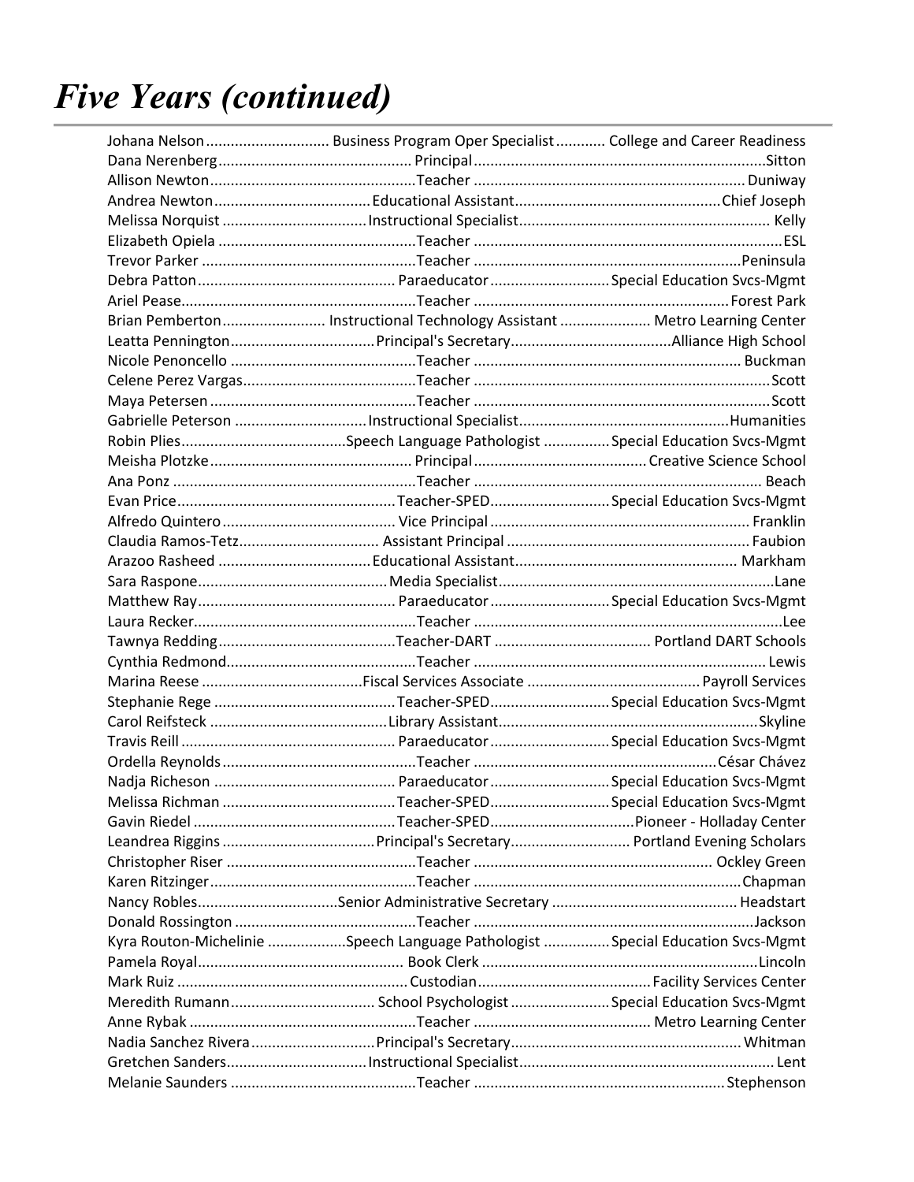# *Five Years (continued)*

| Name | Position | Location |
|---|---|---|
| Johana Nelson | Business Program Oper Specialist | College and Career Readiness |
| Dana Nerenberg | Principal | Sitton |
| Allison Newton | Teacher | Duniway |
| Andrea Newton | Educational Assistant | Chief Joseph |
| Melissa Norquist | Instructional Specialist | Kelly |
| Elizabeth Opiela | Teacher | ESL |
| Trevor Parker | Teacher | Peninsula |
| Debra Patton | Paraeducator | Special Education Svcs-Mgmt |
| Ariel Pease | Teacher | Forest Park |
| Brian Pemberton | Instructional Technology Assistant | Metro Learning Center |
| Leatta Pennington | Principal's Secretary | Alliance High School |
| Nicole Penoncello | Teacher | Buckman |
| Celene Perez Vargas | Teacher | Scott |
| Maya Petersen | Teacher | Scott |
| Gabrielle Peterson | Instructional Specialist | Humanities |
| Robin Plies | Speech Language Pathologist | Special Education Svcs-Mgmt |
| Meisha Plotzke | Principal | Creative Science School |
| Ana Ponz | Teacher | Beach |
| Evan Price | Teacher-SPED | Special Education Svcs-Mgmt |
| Alfredo Quintero | Vice Principal | Franklin |
| Claudia Ramos-Tetz | Assistant Principal | Faubion |
| Arazoo Rasheed | Educational Assistant | Markham |
| Sara Raspone | Media Specialist | Lane |
| Matthew Ray | Paraeducator | Special Education Svcs-Mgmt |
| Laura Recker | Teacher | Lee |
| Tawnya Redding | Teacher-DART | Portland DART Schools |
| Cynthia Redmond | Teacher | Lewis |
| Marina Reese | Fiscal Services Associate | Payroll Services |
| Stephanie Rege | Teacher-SPED | Special Education Svcs-Mgmt |
| Carol Reifsteck | Library Assistant | Skyline |
| Travis Reill | Paraeducator | Special Education Svcs-Mgmt |
| Ordella Reynolds | Teacher | César Chávez |
| Nadja Richeson | Paraeducator | Special Education Svcs-Mgmt |
| Melissa Richman | Teacher-SPED | Special Education Svcs-Mgmt |
| Gavin Riedel | Teacher-SPED | Pioneer - Holladay Center |
| Leandrea Riggins | Principal's Secretary | Portland Evening Scholars |
| Christopher Riser | Teacher | Ockley Green |
| Karen Ritzinger | Teacher | Chapman |
| Nancy Robles | Senior Administrative Secretary | Headstart |
| Donald Rossington | Teacher | Jackson |
| Kyra Routon-Michelinie | Speech Language Pathologist | Special Education Svcs-Mgmt |
| Pamela Royal | Book Clerk | Lincoln |
| Mark Ruiz | Custodian | Facility Services Center |
| Meredith Rumann | School Psychologist | Special Education Svcs-Mgmt |
| Anne Rybak | Teacher | Metro Learning Center |
| Nadia Sanchez Rivera | Principal's Secretary | Whitman |
| Gretchen Sanders | Instructional Specialist | Lent |
| Melanie Saunders | Teacher | Stephenson |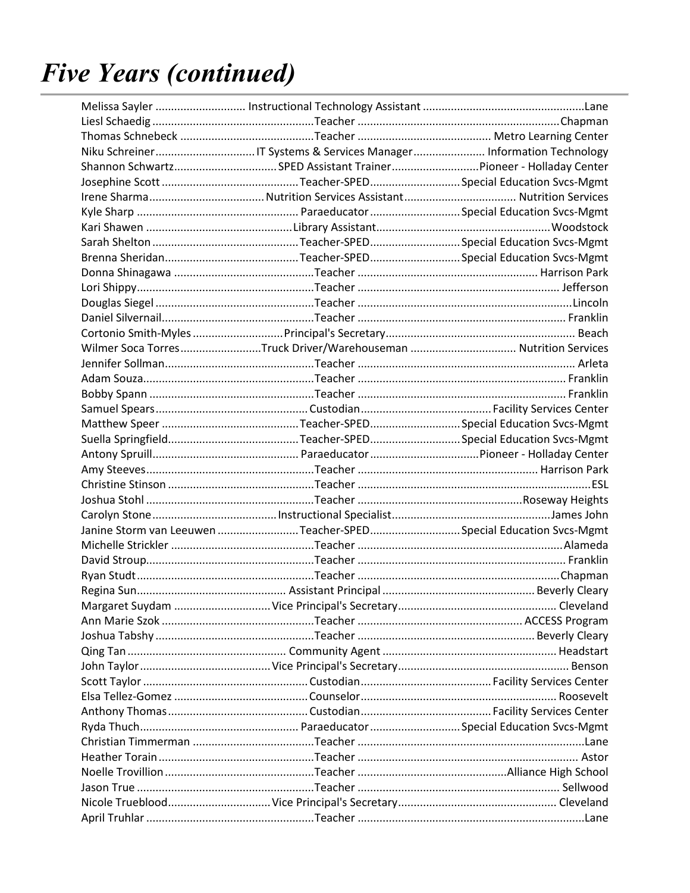# Five Years (continued)

| Name | Position | Location |
|---|---|---|
| Melissa Sayler | Instructional Technology Assistant | Lane |
| Liesl Schaedig | Teacher | Chapman |
| Thomas Schnebeck | Teacher | Metro Learning Center |
| Niku Schreiner | IT Systems & Services Manager | Information Technology |
| Shannon Schwartz | SPED Assistant Trainer | Pioneer - Holladay Center |
| Josephine Scott | Teacher-SPED | Special Education Svcs-Mgmt |
| Irene Sharma | Nutrition Services Assistant | Nutrition Services |
| Kyle Sharp | Paraeducator | Special Education Svcs-Mgmt |
| Kari Shawen | Library Assistant | Woodstock |
| Sarah Shelton | Teacher-SPED | Special Education Svcs-Mgmt |
| Brenna Sheridan | Teacher-SPED | Special Education Svcs-Mgmt |
| Donna Shinagawa | Teacher | Harrison Park |
| Lori Shippy | Teacher | Jefferson |
| Douglas Siegel | Teacher | Lincoln |
| Daniel Silvernail | Teacher | Franklin |
| Cortonio Smith-Myles | Principal's Secretary | Beach |
| Wilmer Soca Torres | Truck Driver/Warehouseman | Nutrition Services |
| Jennifer Sollman | Teacher | Arleta |
| Adam Souza | Teacher | Franklin |
| Bobby Spann | Teacher | Franklin |
| Samuel Spears | Custodian | Facility Services Center |
| Matthew Speer | Teacher-SPED | Special Education Svcs-Mgmt |
| Suella Springfield | Teacher-SPED | Special Education Svcs-Mgmt |
| Antony Spruill | Paraeducator | Pioneer - Holladay Center |
| Amy Steeves | Teacher | Harrison Park |
| Christine Stinson | Teacher | ESL |
| Joshua Stohl | Teacher | Roseway Heights |
| Carolyn Stone | Instructional Specialist | James John |
| Janine Storm van Leeuwen | Teacher-SPED | Special Education Svcs-Mgmt |
| Michelle Strickler | Teacher | Alameda |
| David Stroup | Teacher | Franklin |
| Ryan Studt | Teacher | Chapman |
| Regina Sun | Assistant Principal | Beverly Cleary |
| Margaret Suydam | Vice Principal's Secretary | Cleveland |
| Ann Marie Szok | Teacher | ACCESS Program |
| Joshua Tabshy | Teacher | Beverly Cleary |
| Qing Tan | Community Agent | Headstart |
| John Taylor | Vice Principal's Secretary | Benson |
| Scott Taylor | Custodian | Facility Services Center |
| Elsa Tellez-Gomez | Counselor | Roosevelt |
| Anthony Thomas | Custodian | Facility Services Center |
| Ryda Thuch | Paraeducator | Special Education Svcs-Mgmt |
| Christian Timmerman | Teacher | Lane |
| Heather Torain | Teacher | Astor |
| Noelle Trovillion | Teacher | Alliance High School |
| Jason True | Teacher | Sellwood |
| Nicole Trueblood | Vice Principal's Secretary | Cleveland |
| April Truhlar | Teacher | Lane |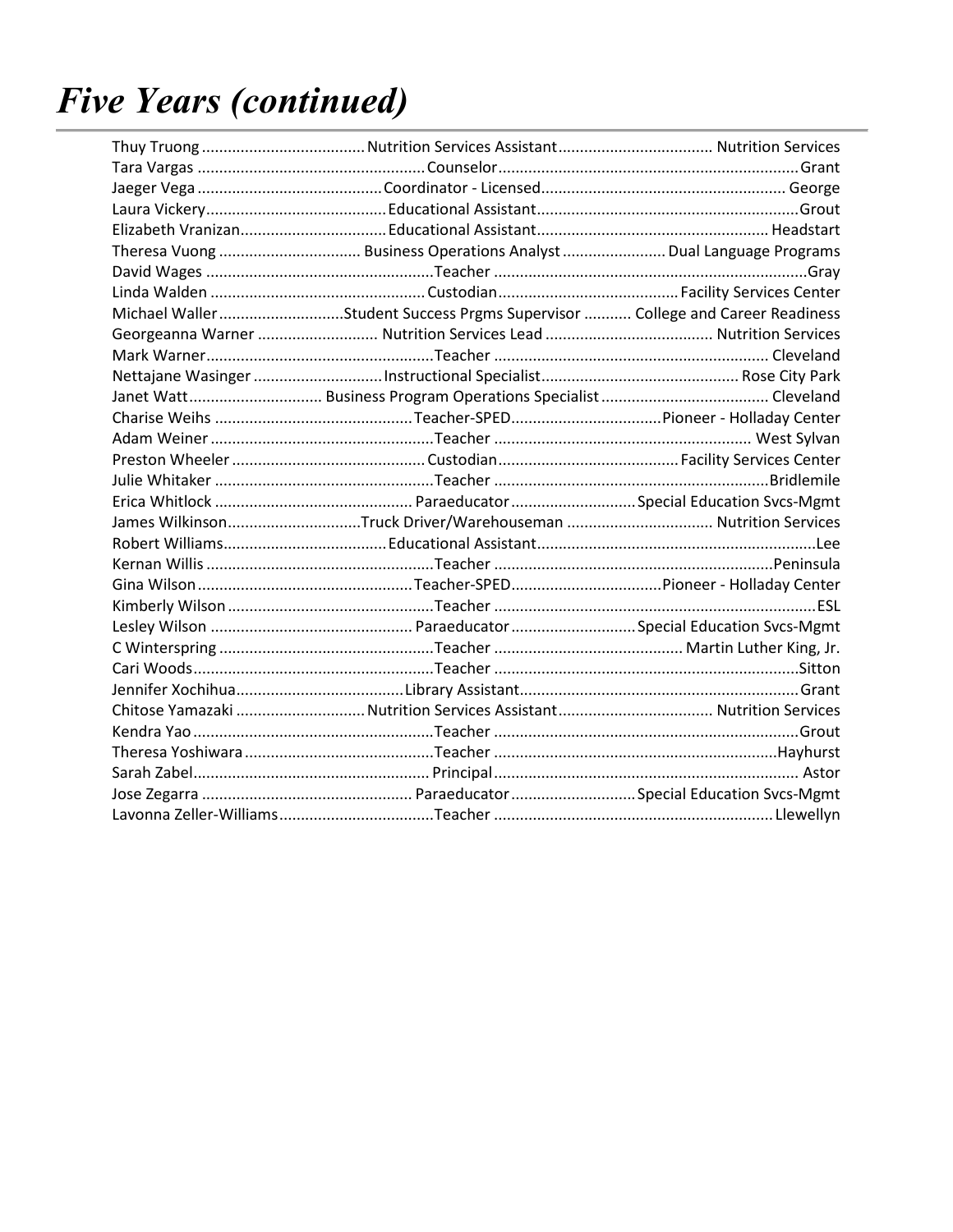# Five Years (continued)

| | | |
|---|---|---|
| Thuy Truong | Nutrition Services Assistant | Nutrition Services |
| Tara Vargas | Counselor | Grant |
| Jaeger Vega | Coordinator - Licensed | George |
| Laura Vickery | Educational Assistant | Grout |
| Elizabeth Vranizan | Educational Assistant | Headstart |
| Theresa Vuong | Business Operations Analyst | Dual Language Programs |
| David Wages | Teacher | Gray |
| Linda Walden | Custodian | Facility Services Center |
| Michael Waller | Student Success Prgms Supervisor | College and Career Readiness |
| Georgeanna Warner | Nutrition Services Lead | Nutrition Services |
| Mark Warner | Teacher | Cleveland |
| Nettajane Wasinger | Instructional Specialist | Rose City Park |
| Janet Watt | Business Program Operations Specialist | Cleveland |
| Charise Weihs | Teacher-SPED | Pioneer - Holladay Center |
| Adam Weiner | Teacher | West Sylvan |
| Preston Wheeler | Custodian | Facility Services Center |
| Julie Whitaker | Teacher | Bridlemile |
| Erica Whitlock | Paraeducator | Special Education Svcs-Mgmt |
| James Wilkinson | Truck Driver/Warehouseman | Nutrition Services |
| Robert Williams | Educational Assistant | Lee |
| Kernan Willis | Teacher | Peninsula |
| Gina Wilson | Teacher-SPED | Pioneer - Holladay Center |
| Kimberly Wilson | Teacher | ESL |
| Lesley Wilson | Paraeducator | Special Education Svcs-Mgmt |
| C Winterspring | Teacher | Martin Luther King, Jr. |
| Cari Woods | Teacher | Sitton |
| Jennifer Xochihua | Library Assistant | Grant |
| Chitose Yamazaki | Nutrition Services Assistant | Nutrition Services |
| Kendra Yao | Teacher | Grout |
| Theresa Yoshiwara | Teacher | Hayhurst |
| Sarah Zabel | Principal | Astor |
| Jose Zegarra | Paraeducator | Special Education Svcs-Mgmt |
| Lavonna Zeller-Williams | Teacher | Llewellyn |